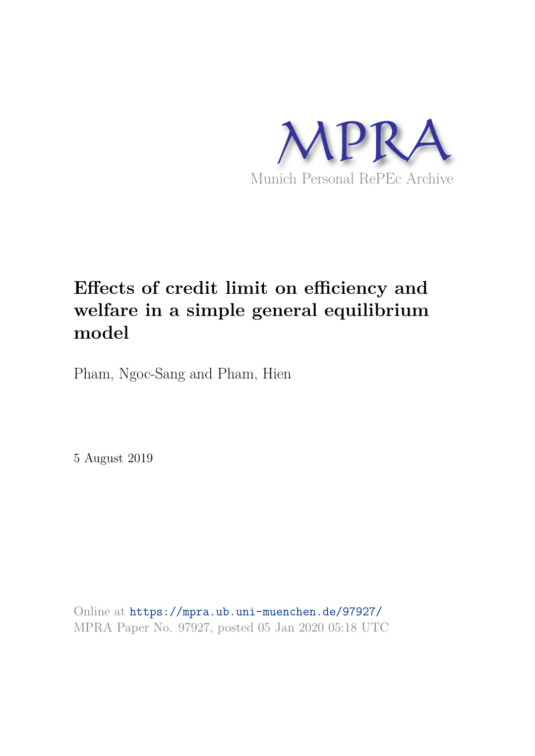MPRA

Munich Personal RePEc Archive

# Effects of credit limit on efficiency and welfare in a simple general equilibrium model

Pham, Ngoc-Sang and Pham, Hien

5 August 2019

Online at https://mpra.ub.uni-muenchen.de/97927/
MPRA Paper No. 97927, posted 05 Jan 2020 05:18 UTC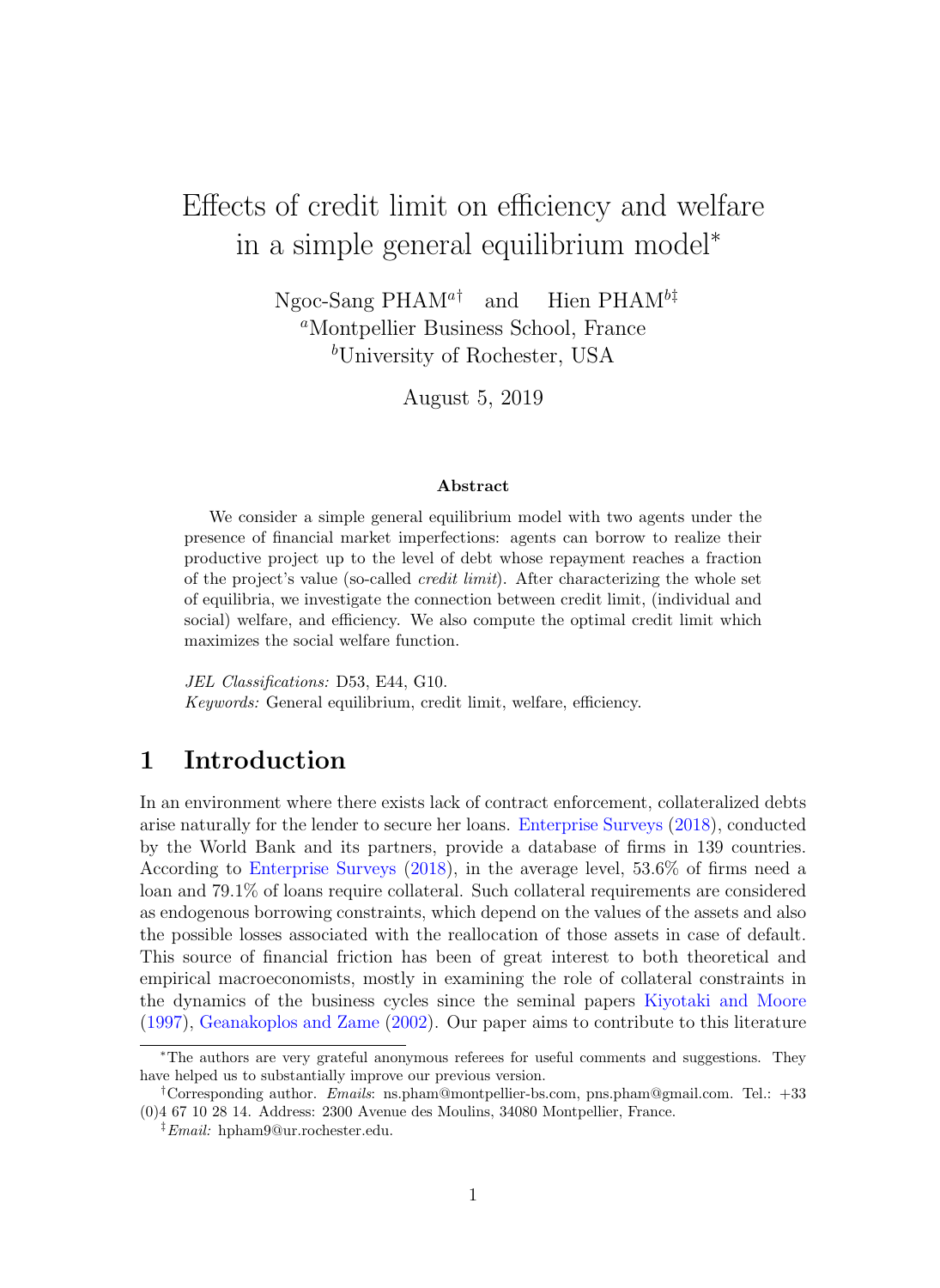# Effects of credit limit on efficiency and welfare in a simple general equilibrium model[*]

Ngoc-Sang PHAM[a†] and Hien PHAM[b‡]

[a]Montpellier Business School, France

[b]University of Rochester, USA

August 5, 2019

**Abstract**

We consider a simple general equilibrium model with two agents under the presence of financial market imperfections: agents can borrow to realize their productive project up to the level of debt whose repayment reaches a fraction of the project's value (so-called *credit limit*). After characterizing the whole set of equilibria, we investigate the connection between credit limit, (individual and social) welfare, and efficiency. We also compute the optimal credit limit which maximizes the social welfare function.

*JEL Classifications:* D53, E44, G10.

*Keywords:* General equilibrium, credit limit, welfare, efficiency.

## 1 Introduction

In an environment where there exists lack of contract enforcement, collateralized debts arise naturally for the lender to secure her loans. Enterprise Surveys (2018), conducted by the World Bank and its partners, provide a database of firms in 139 countries. According to Enterprise Surveys (2018), in the average level, 53.6% of firms need a loan and 79.1% of loans require collateral. Such collateral requirements are considered as endogenous borrowing constraints, which depend on the values of the assets and also the possible losses associated with the reallocation of those assets in case of default. This source of financial friction has been of great interest to both theoretical and empirical macroeconomists, mostly in examining the role of collateral constraints in the dynamics of the business cycles since the seminal papers Kiyotaki and Moore (1997), Geanakoplos and Zame (2002). Our paper aims to contribute to this literature

---

[*]The authors are very grateful anonymous referees for useful comments and suggestions. They have helped us to substantially improve our previous version.

[†]Corresponding author. *Emails*: ns.pham@montpellier-bs.com, pns.pham@gmail.com. Tel.: +33 (0)4 67 10 28 14. Address: 2300 Avenue des Moulins, 34080 Montpellier, France.

[‡]*Email:* hpham9@ur.rochester.edu.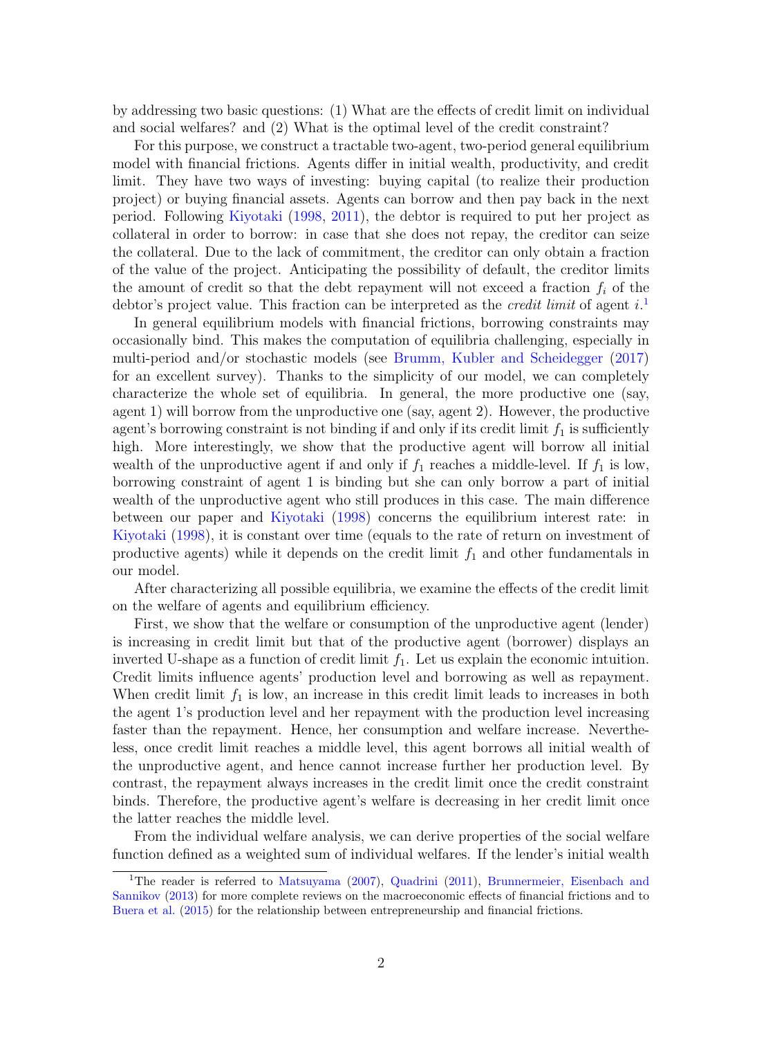by addressing two basic questions: (1) What are the effects of credit limit on individual and social welfares? and (2) What is the optimal level of the credit constraint?

For this purpose, we construct a tractable two-agent, two-period general equilibrium model with financial frictions. Agents differ in initial wealth, productivity, and credit limit. They have two ways of investing: buying capital (to realize their production project) or buying financial assets. Agents can borrow and then pay back in the next period. Following Kiyotaki (1998, 2011), the debtor is required to put her project as collateral in order to borrow: in case that she does not repay, the creditor can seize the collateral. Due to the lack of commitment, the creditor can only obtain a fraction of the value of the project. Anticipating the possibility of default, the creditor limits the amount of credit so that the debt repayment will not exceed a fraction $f_i$ of the debtor's project value. This fraction can be interpreted as the *credit limit* of agent $i$.[1]

In general equilibrium models with financial frictions, borrowing constraints may occasionally bind. This makes the computation of equilibria challenging, especially in multi-period and/or stochastic models (see Brumm, Kubler and Scheidegger (2017) for an excellent survey). Thanks to the simplicity of our model, we can completely characterize the whole set of equilibria. In general, the more productive one (say, agent 1) will borrow from the unproductive one (say, agent 2). However, the productive agent's borrowing constraint is not binding if and only if its credit limit $f_1$ is sufficiently high. More interestingly, we show that the productive agent will borrow all initial wealth of the unproductive agent if and only if $f_1$ reaches a middle-level. If $f_1$ is low, borrowing constraint of agent 1 is binding but she can only borrow a part of initial wealth of the unproductive agent who still produces in this case. The main difference between our paper and Kiyotaki (1998) concerns the equilibrium interest rate: in Kiyotaki (1998), it is constant over time (equals to the rate of return on investment of productive agents) while it depends on the credit limit $f_1$ and other fundamentals in our model.

After characterizing all possible equilibria, we examine the effects of the credit limit on the welfare of agents and equilibrium efficiency.

First, we show that the welfare or consumption of the unproductive agent (lender) is increasing in credit limit but that of the productive agent (borrower) displays an inverted U-shape as a function of credit limit $f_1$. Let us explain the economic intuition. Credit limits influence agents' production level and borrowing as well as repayment. When credit limit $f_1$ is low, an increase in this credit limit leads to increases in both the agent 1's production level and her repayment with the production level increasing faster than the repayment. Hence, her consumption and welfare increase. Nevertheless, once credit limit reaches a middle level, this agent borrows all initial wealth of the unproductive agent, and hence cannot increase further her production level. By contrast, the repayment always increases in the credit limit once the credit constraint binds. Therefore, the productive agent's welfare is decreasing in her credit limit once the latter reaches the middle level.

From the individual welfare analysis, we can derive properties of the social welfare function defined as a weighted sum of individual welfares. If the lender's initial wealth

[1] The reader is referred to Matsuyama (2007), Quadrini (2011), Brunnermeier, Eisenbach and Sannikov (2013) for more complete reviews on the macroeconomic effects of financial frictions and to Buera et al. (2015) for the relationship between entrepreneurship and financial frictions.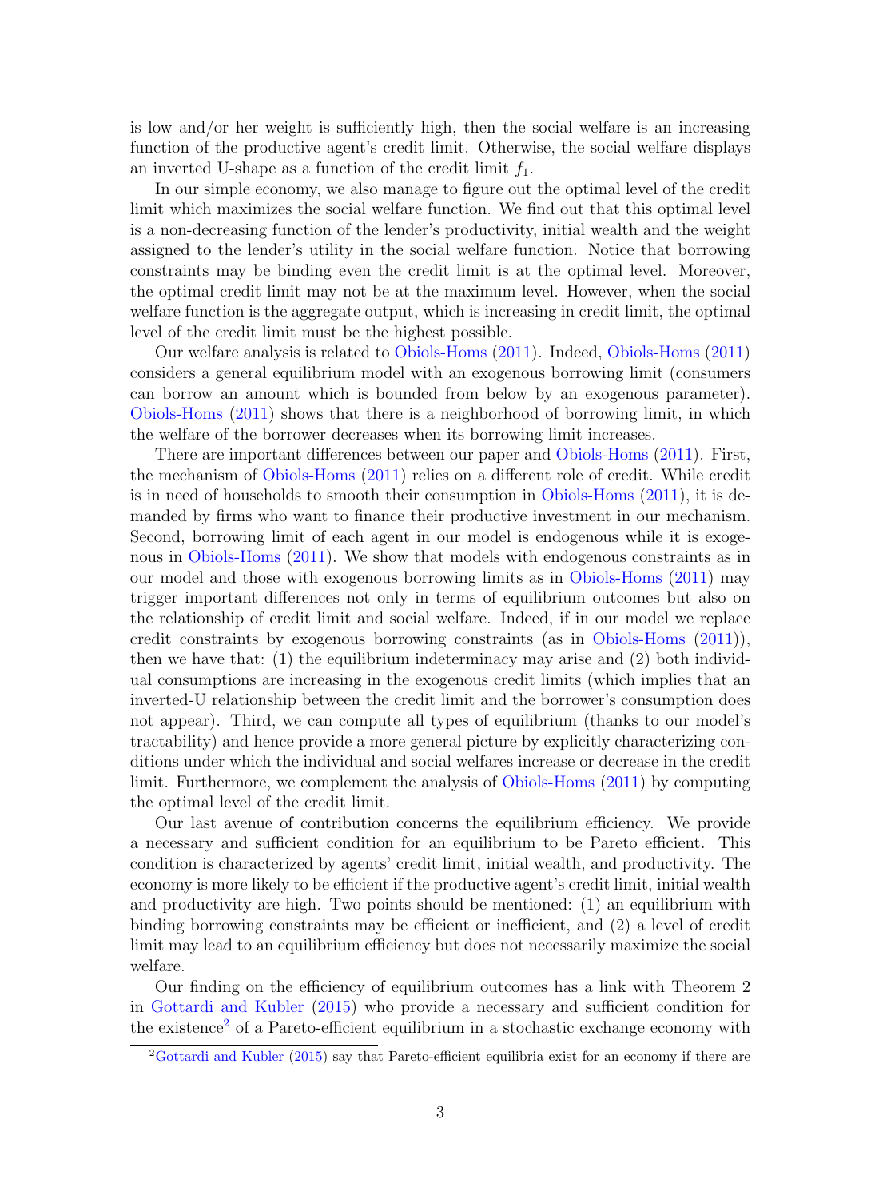is low and/or her weight is sufficiently high, then the social welfare is an increasing function of the productive agent's credit limit. Otherwise, the social welfare displays an inverted U-shape as a function of the credit limit $f_1$.

In our simple economy, we also manage to figure out the optimal level of the credit limit which maximizes the social welfare function. We find out that this optimal level is a non-decreasing function of the lender's productivity, initial wealth and the weight assigned to the lender's utility in the social welfare function. Notice that borrowing constraints may be binding even the credit limit is at the optimal level. Moreover, the optimal credit limit may not be at the maximum level. However, when the social welfare function is the aggregate output, which is increasing in credit limit, the optimal level of the credit limit must be the highest possible.

Our welfare analysis is related to Obiols-Homs (2011). Indeed, Obiols-Homs (2011) considers a general equilibrium model with an exogenous borrowing limit (consumers can borrow an amount which is bounded from below by an exogenous parameter). Obiols-Homs (2011) shows that there is a neighborhood of borrowing limit, in which the welfare of the borrower decreases when its borrowing limit increases.

There are important differences between our paper and Obiols-Homs (2011). First, the mechanism of Obiols-Homs (2011) relies on a different role of credit. While credit is in need of households to smooth their consumption in Obiols-Homs (2011), it is demanded by firms who want to finance their productive investment in our mechanism. Second, borrowing limit of each agent in our model is endogenous while it is exogenous in Obiols-Homs (2011). We show that models with endogenous constraints as in our model and those with exogenous borrowing limits as in Obiols-Homs (2011) may trigger important differences not only in terms of equilibrium outcomes but also on the relationship of credit limit and social welfare. Indeed, if in our model we replace credit constraints by exogenous borrowing constraints (as in Obiols-Homs (2011)), then we have that: (1) the equilibrium indeterminacy may arise and (2) both individual consumptions are increasing in the exogenous credit limits (which implies that an inverted-U relationship between the credit limit and the borrower's consumption does not appear). Third, we can compute all types of equilibrium (thanks to our model's tractability) and hence provide a more general picture by explicitly characterizing conditions under which the individual and social welfares increase or decrease in the credit limit. Furthermore, we complement the analysis of Obiols-Homs (2011) by computing the optimal level of the credit limit.

Our last avenue of contribution concerns the equilibrium efficiency. We provide a necessary and sufficient condition for an equilibrium to be Pareto efficient. This condition is characterized by agents' credit limit, initial wealth, and productivity. The economy is more likely to be efficient if the productive agent's credit limit, initial wealth and productivity are high. Two points should be mentioned: (1) an equilibrium with binding borrowing constraints may be efficient or inefficient, and (2) a level of credit limit may lead to an equilibrium efficiency but does not necessarily maximize the social welfare.

Our finding on the efficiency of equilibrium outcomes has a link with Theorem 2 in Gottardi and Kubler (2015) who provide a necessary and sufficient condition for the existence[2] of a Pareto-efficient equilibrium in a stochastic exchange economy with

[2] Gottardi and Kubler (2015) say that Pareto-efficient equilibria exist for an economy if there are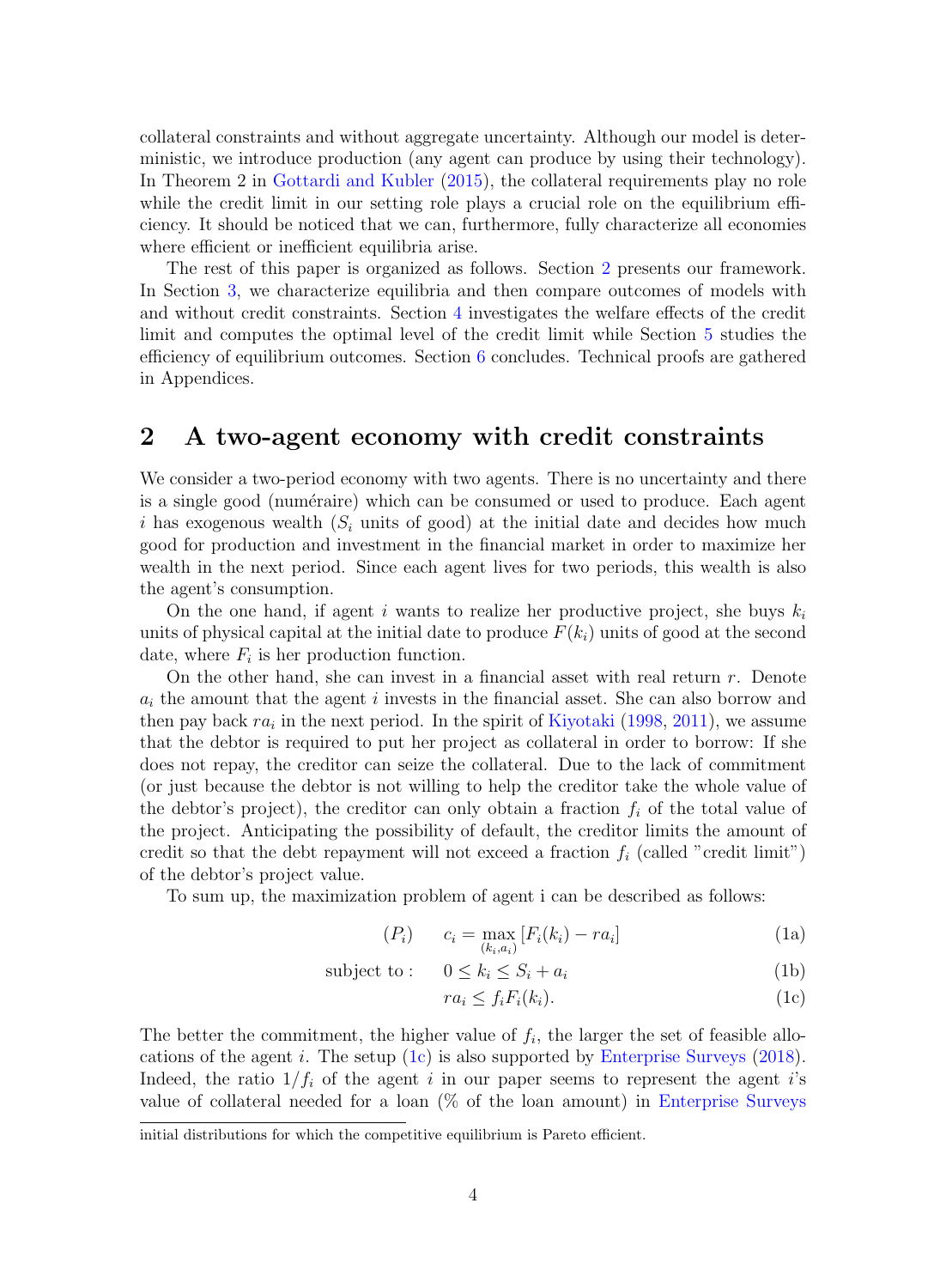collateral constraints and without aggregate uncertainty. Although our model is deterministic, we introduce production (any agent can produce by using their technology). In Theorem 2 in Gottardi and Kubler (2015), the collateral requirements play no role while the credit limit in our setting role plays a crucial role on the equilibrium efficiency. It should be noticed that we can, furthermore, fully characterize all economies where efficient or inefficient equilibria arise.

The rest of this paper is organized as follows. Section 2 presents our framework. In Section 3, we characterize equilibria and then compare outcomes of models with and without credit constraints. Section 4 investigates the welfare effects of the credit limit and computes the optimal level of the credit limit while Section 5 studies the efficiency of equilibrium outcomes. Section 6 concludes. Technical proofs are gathered in Appendices.

## 2 A two-agent economy with credit constraints

We consider a two-period economy with two agents. There is no uncertainty and there is a single good (numéraire) which can be consumed or used to produce. Each agent $i$ has exogenous wealth ($S_i$ units of good) at the initial date and decides how much good for production and investment in the financial market in order to maximize her wealth in the next period. Since each agent lives for two periods, this wealth is also the agent's consumption.

On the one hand, if agent $i$ wants to realize her productive project, she buys $k_i$ units of physical capital at the initial date to produce $F(k_i)$ units of good at the second date, where $F_i$ is her production function.

On the other hand, she can invest in a financial asset with real return $r$. Denote $a_i$ the amount that the agent $i$ invests in the financial asset. She can also borrow and then pay back $ra_i$ in the next period. In the spirit of Kiyotaki (1998, 2011), we assume that the debtor is required to put her project as collateral in order to borrow: If she does not repay, the creditor can seize the collateral. Due to the lack of commitment (or just because the debtor is not willing to help the creditor take the whole value of the debtor's project), the creditor can only obtain a fraction $f_i$ of the total value of the project. Anticipating the possibility of default, the creditor limits the amount of credit so that the debt repayment will not exceed a fraction $f_i$ (called "credit limit") of the debtor's project value.

To sum up, the maximization problem of agent i can be described as follows:

$$(P_i) \qquad c_i = \max_{(k_i,a_i)} [F_i(k_i) - ra_i] \tag{1a}$$

$$\text{subject to :} \qquad 0 \leq k_i \leq S_i + a_i \tag{1b}$$

$$ra_i \leq f_i F_i(k_i). \tag{1c}$$

The better the commitment, the higher value of $f_i$, the larger the set of feasible allocations of the agent $i$. The setup (1c) is also supported by Enterprise Surveys (2018). Indeed, the ratio $1/f_i$ of the agent $i$ in our paper seems to represent the agent $i$'s value of collateral needed for a loan (% of the loan amount) in Enterprise Surveys

initial distributions for which the competitive equilibrium is Pareto efficient.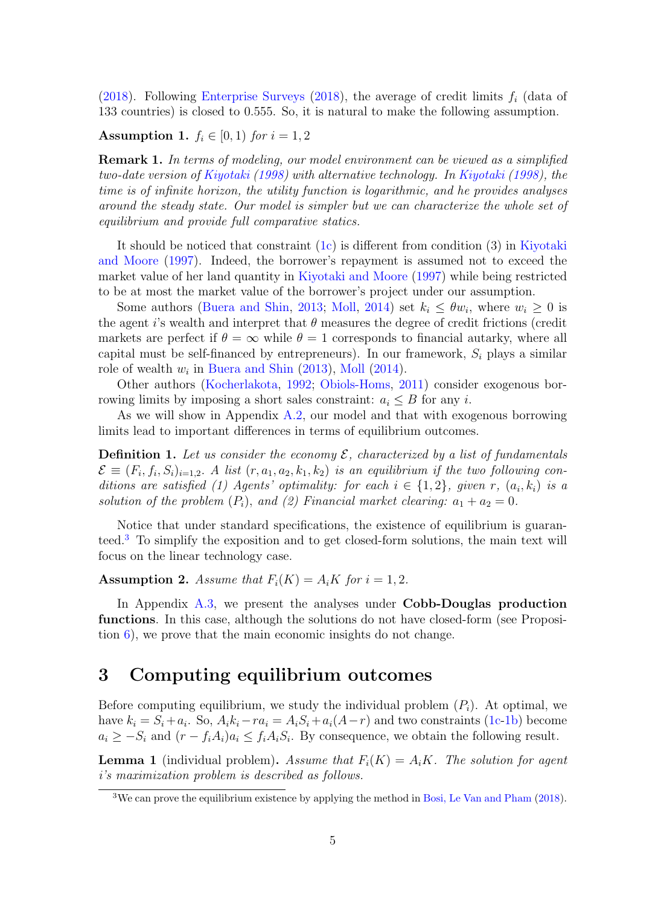(2018). Following Enterprise Surveys (2018), the average of credit limits $f_i$ (data of 133 countries) is closed to 0.555. So, it is natural to make the following assumption.

**Assumption 1.** *$f_i \in [0, 1)$ for $i = 1, 2$*

**Remark 1.** *In terms of modeling, our model environment can be viewed as a simplified two-date version of Kiyotaki (1998) with alternative technology. In Kiyotaki (1998), the time is of infinite horizon, the utility function is logarithmic, and he provides analyses around the steady state. Our model is simpler but we can characterize the whole set of equilibrium and provide full comparative statics.*

It should be noticed that constraint (1c) is different from condition (3) in Kiyotaki and Moore (1997). Indeed, the borrower's repayment is assumed not to exceed the market value of her land quantity in Kiyotaki and Moore (1997) while being restricted to be at most the market value of the borrower's project under our assumption.

Some authors (Buera and Shin, 2013; Moll, 2014) set $k_i \leq \theta w_i$, where $w_i \geq 0$ is the agent $i$'s wealth and interpret that $\theta$ measures the degree of credit frictions (credit markets are perfect if $\theta = \infty$ while $\theta = 1$ corresponds to financial autarky, where all capital must be self-financed by entrepreneurs). In our framework, $S_i$ plays a similar role of wealth $w_i$ in Buera and Shin (2013), Moll (2014).

Other authors (Kocherlakota, 1992; Obiols-Homs, 2011) consider exogenous borrowing limits by imposing a short sales constraint: $a_i \leq B$ for any $i$.

As we will show in Appendix A.2, our model and that with exogenous borrowing limits lead to important differences in terms of equilibrium outcomes.

**Definition 1.** *Let us consider the economy $\mathcal{E}$, characterized by a list of fundamentals $\mathcal{E} \equiv (F_i, f_i, S_i)_{i=1,2}$. A list $(r, a_1, a_2, k_1, k_2)$ is an equilibrium if the two following conditions are satisfied (1) Agents' optimality: for each $i \in \{1, 2\}$, given $r$, $(a_i, k_i)$ is a solution of the problem $(P_i)$, and (2) Financial market clearing: $a_1 + a_2 = 0$.*

Notice that under standard specifications, the existence of equilibrium is guaranteed.[3] To simplify the exposition and to get closed-form solutions, the main text will focus on the linear technology case.

**Assumption 2.** *Assume that $F_i(K) = A_i K$ for $i = 1, 2$.*

In Appendix A.3, we present the analyses under **Cobb-Douglas production functions**. In this case, although the solutions do not have closed-form (see Proposition 6), we prove that the main economic insights do not change.

# 3 Computing equilibrium outcomes

Before computing equilibrium, we study the individual problem $(P_i)$. At optimal, we have $k_i = S_i + a_i$. So, $A_i k_i - r a_i = A_i S_i + a_i(A - r)$ and two constraints (1c-1b) become $a_i \geq -S_i$ and $(r - f_i A_i) a_i \leq f_i A_i S_i$. By consequence, we obtain the following result.

**Lemma 1** (individual problem)**.** *Assume that $F_i(K) = A_i K$. The solution for agent $i$'s maximization problem is described as follows.*

[3] We can prove the equilibrium existence by applying the method in Bosi, Le Van and Pham (2018).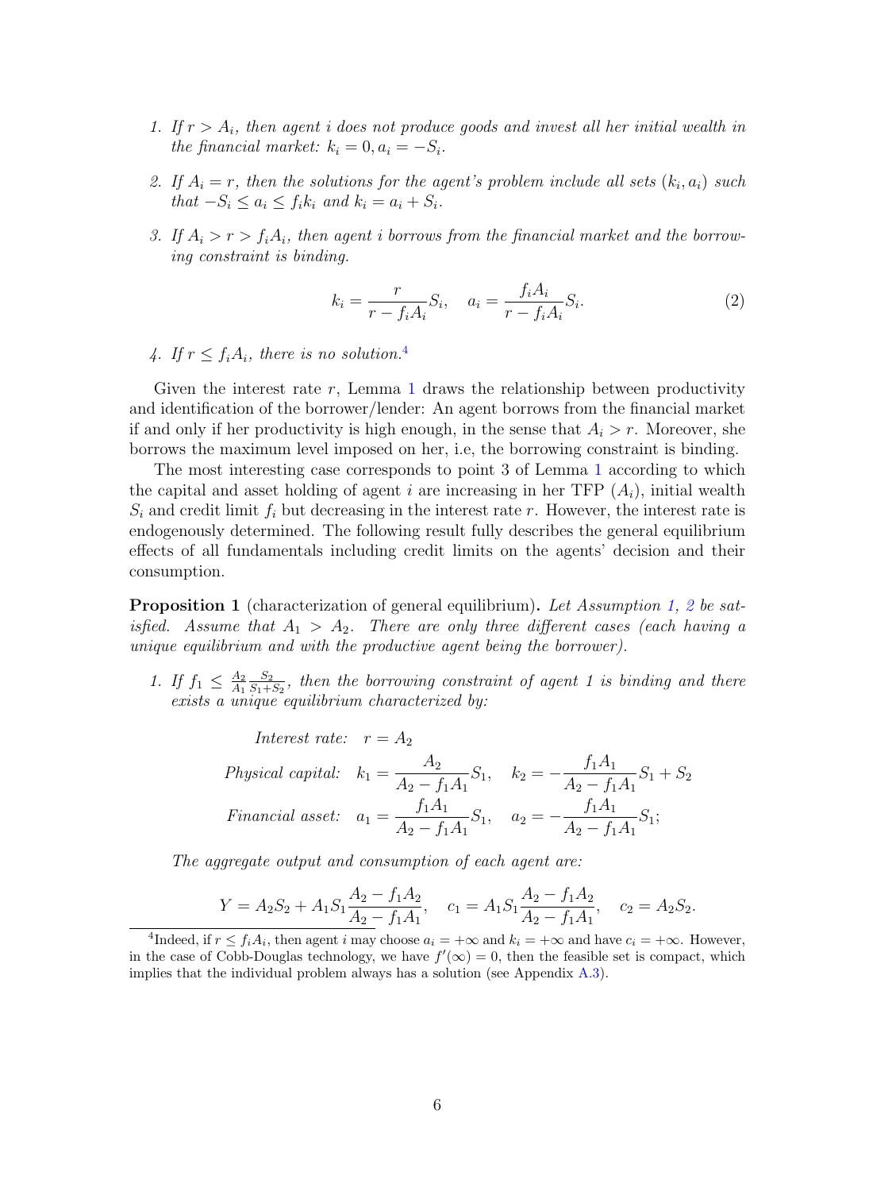1. *If $r > A_i$, then agent $i$ does not produce goods and invest all her initial wealth in the financial market: $k_i = 0, a_i = -S_i$.*

2. *If $A_i = r$, then the solutions for the agent's problem include all sets $(k_i, a_i)$ such that $-S_i \leq a_i \leq f_i k_i$ and $k_i = a_i + S_i$.*

3. *If $A_i > r > f_i A_i$, then agent $i$ borrows from the financial market and the borrowing constraint is binding.*

$$k_i = \frac{r}{r - f_i A_i} S_i, \quad a_i = \frac{f_i A_i}{r - f_i A_i} S_i. \tag{2}$$

4. *If $r \leq f_i A_i$, there is no solution.*[4]

Given the interest rate $r$, Lemma 1 draws the relationship between productivity and identification of the borrower/lender: An agent borrows from the financial market if and only if her productivity is high enough, in the sense that $A_i > r$. Moreover, she borrows the maximum level imposed on her, i.e, the borrowing constraint is binding.

The most interesting case corresponds to point 3 of Lemma 1 according to which the capital and asset holding of agent $i$ are increasing in her TFP ($A_i$), initial wealth $S_i$ and credit limit $f_i$ but decreasing in the interest rate $r$. However, the interest rate is endogenously determined. The following result fully describes the general equilibrium effects of all fundamentals including credit limits on the agents' decision and their consumption.

**Proposition 1** (characterization of general equilibrium)**.** *Let Assumption 1, 2 be satisfied. Assume that $A_1 > A_2$. There are only three different cases (each having a unique equilibrium and with the productive agent being the borrower).*

1. *If $f_1 \leq \frac{A_2}{A_1}\frac{S_2}{S_1+S_2}$, then the borrowing constraint of agent 1 is binding and there exists a unique equilibrium characterized by:*

$$\begin{aligned}
\textit{Interest rate:} \quad & r = A_2 \\
\textit{Physical capital:} \quad & k_1 = \frac{A_2}{A_2 - f_1 A_1} S_1, \quad k_2 = -\frac{f_1 A_1}{A_2 - f_1 A_1} S_1 + S_2 \\
\textit{Financial asset:} \quad & a_1 = \frac{f_1 A_1}{A_2 - f_1 A_1} S_1, \quad a_2 = -\frac{f_1 A_1}{A_2 - f_1 A_1} S_1;
\end{aligned}$$

*The aggregate output and consumption of each agent are:*

$$Y = A_2 S_2 + A_1 S_1 \frac{A_2 - f_1 A_2}{A_2 - f_1 A_1}, \quad c_1 = A_1 S_1 \frac{A_2 - f_1 A_2}{A_2 - f_1 A_1}, \quad c_2 = A_2 S_2.$$

[4] Indeed, if $r \leq f_i A_i$, then agent $i$ may choose $a_i = +\infty$ and $k_i = +\infty$ and have $c_i = +\infty$. However, in the case of Cobb-Douglas technology, we have $f'(\infty) = 0$, then the feasible set is compact, which implies that the individual problem always has a solution (see Appendix A.3).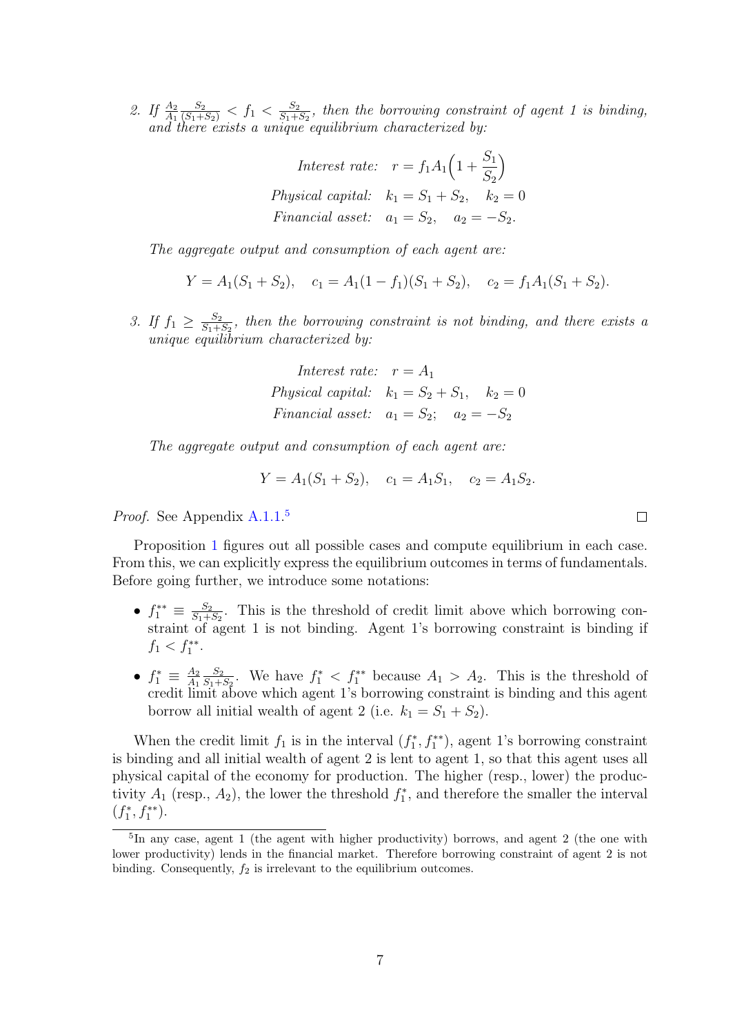2. *If $\frac{A_2}{A_1}\frac{S_2}{(S_1+S_2)} < f_1 < \frac{S_2}{S_1+S_2}$, then the borrowing constraint of agent 1 is binding, and there exists a unique equilibrium characterized by:*

$$\begin{aligned}
\textit{Interest rate:} \quad & r = f_1 A_1\Big(1 + \frac{S_1}{S_2}\Big) \\
\textit{Physical capital:} \quad & k_1 = S_1 + S_2, \quad k_2 = 0 \\
\textit{Financial asset:} \quad & a_1 = S_2, \quad a_2 = -S_2.
\end{aligned}$$

*The aggregate output and consumption of each agent are:*

$$Y = A_1(S_1 + S_2), \quad c_1 = A_1(1 - f_1)(S_1 + S_2), \quad c_2 = f_1 A_1(S_1 + S_2).$$

3. *If $f_1 \geq \frac{S_2}{S_1+S_2}$, then the borrowing constraint is not binding, and there exists a unique equilibrium characterized by:*

$$\begin{aligned}
\textit{Interest rate:} \quad & r = A_1 \\
\textit{Physical capital:} \quad & k_1 = S_2 + S_1, \quad k_2 = 0 \\
\textit{Financial asset:} \quad & a_1 = S_2; \quad a_2 = -S_2
\end{aligned}$$

*The aggregate output and consumption of each agent are:*

$$Y = A_1(S_1 + S_2), \quad c_1 = A_1 S_1, \quad c_2 = A_1 S_2.$$

*Proof.* See Appendix A.1.1.[5] ∎

Proposition 1 figures out all possible cases and compute equilibrium in each case. From this, we can explicitly express the equilibrium outcomes in terms of fundamentals. Before going further, we introduce some notations:

- $f_1^{**} \equiv \frac{S_2}{S_1+S_2}$. This is the threshold of credit limit above which borrowing constraint of agent 1 is not binding. Agent 1's borrowing constraint is binding if $f_1 < f_1^{**}$.
- $f_1^{*} \equiv \frac{A_2}{A_1}\frac{S_2}{S_1+S_2}$. We have $f_1^* < f_1^{**}$ because $A_1 > A_2$. This is the threshold of credit limit above which agent 1's borrowing constraint is binding and this agent borrow all initial wealth of agent 2 (i.e. $k_1 = S_1 + S_2$).

When the credit limit $f_1$ is in the interval $(f_1^*, f_1^{**})$, agent 1's borrowing constraint is binding and all initial wealth of agent 2 is lent to agent 1, so that this agent uses all physical capital of the economy for production. The higher (resp., lower) the productivity $A_1$ (resp., $A_2$), the lower the threshold $f_1^*$, and therefore the smaller the interval $(f_1^*, f_1^{**})$.

[5] In any case, agent 1 (the agent with higher productivity) borrows, and agent 2 (the one with lower productivity) lends in the financial market. Therefore borrowing constraint of agent 2 is not binding. Consequently, $f_2$ is irrelevant to the equilibrium outcomes.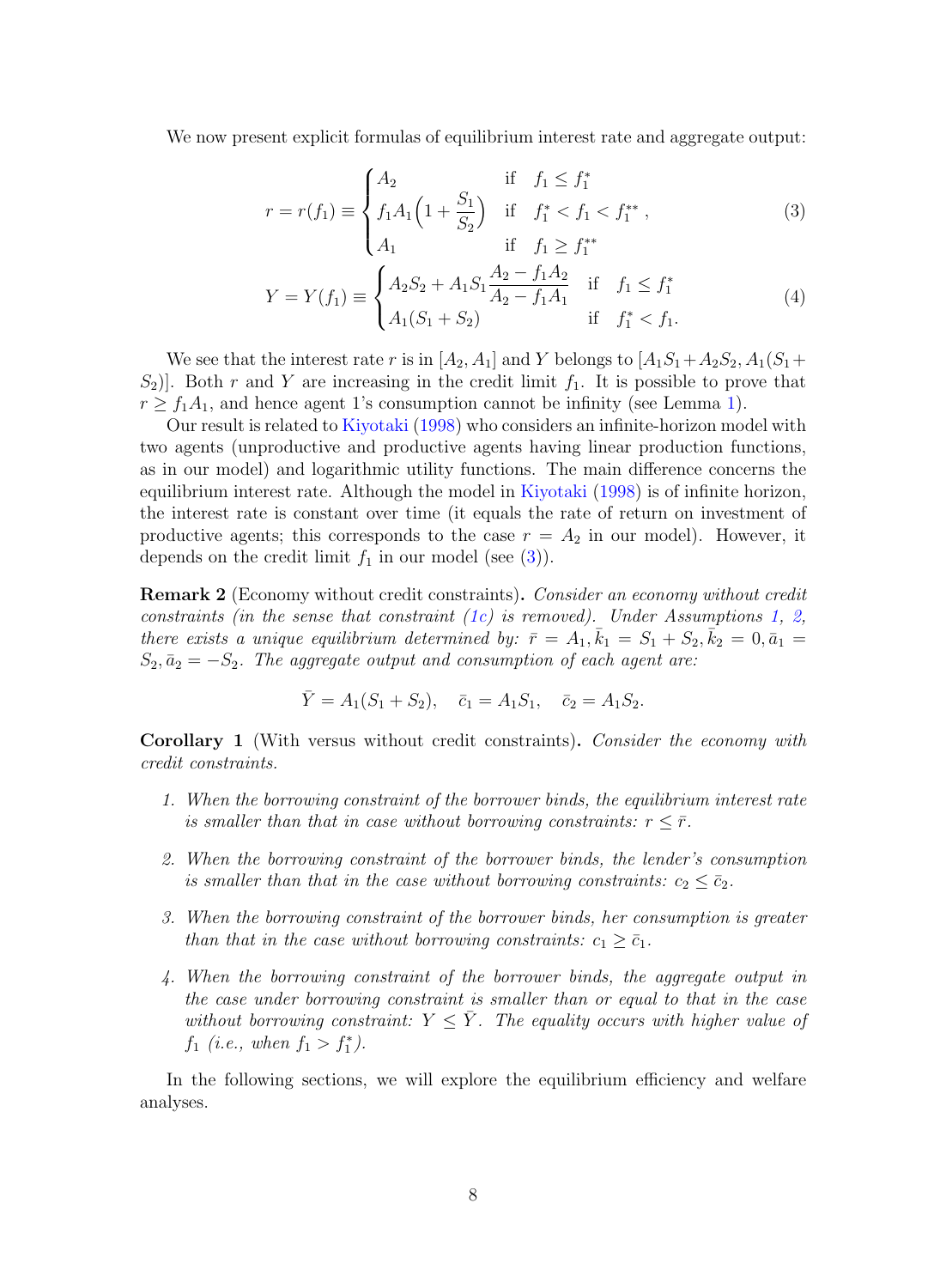We now present explicit formulas of equilibrium interest rate and aggregate output:

$$
r = r(f_1) \equiv \begin{cases} A_2 & \text{if} \quad f_1 \leq f_1^* \\ f_1 A_1 \Big(1 + \dfrac{S_1}{S_2}\Big) & \text{if} \quad f_1^* < f_1 < f_1^{**} \\ A_1 & \text{if} \quad f_1 \geq f_1^{**} \end{cases}, \tag{3}
$$

$$
Y = Y(f_1) \equiv \begin{cases} A_2 S_2 + A_1 S_1 \dfrac{A_2 - f_1 A_2}{A_2 - f_1 A_1} & \text{if} \quad f_1 \leq f_1^* \\ A_1(S_1 + S_2) & \text{if} \quad f_1^* < f_1. \end{cases} \tag{4}
$$

We see that the interest rate $r$ is in $[A_2, A_1]$ and $Y$ belongs to $[A_1S_1 + A_2S_2, A_1(S_1 + S_2)]$. Both $r$ and $Y$ are increasing in the credit limit $f_1$. It is possible to prove that $r \geq f_1 A_1$, and hence agent 1's consumption cannot be infinity (see Lemma 1).

Our result is related to Kiyotaki (1998) who considers an infinite-horizon model with two agents (unproductive and productive agents having linear production functions, as in our model) and logarithmic utility functions. The main difference concerns the equilibrium interest rate. Although the model in Kiyotaki (1998) is of infinite horizon, the interest rate is constant over time (it equals the rate of return on investment of productive agents; this corresponds to the case $r = A_2$ in our model). However, it depends on the credit limit $f_1$ in our model (see (3)).

**Remark 2** (Economy without credit constraints). *Consider an economy without credit constraints (in the sense that constraint (1c) is removed). Under Assumptions 1, 2, there exists a unique equilibrium determined by: $\bar{r} = A_1, \bar{k}_1 = S_1 + S_2, \bar{k}_2 = 0, \bar{a}_1 = S_2, \bar{a}_2 = -S_2$. The aggregate output and consumption of each agent are:*

$$
\bar{Y} = A_1(S_1 + S_2), \quad \bar{c}_1 = A_1 S_1, \quad \bar{c}_2 = A_1 S_2.
$$

**Corollary 1** (With versus without credit constraints). *Consider the economy with credit constraints.*

1. *When the borrowing constraint of the borrower binds, the equilibrium interest rate is smaller than that in case without borrowing constraints: $r \leq \bar{r}$.*

2. *When the borrowing constraint of the borrower binds, the lender's consumption is smaller than that in the case without borrowing constraints: $c_2 \leq \bar{c}_2$.*

3. *When the borrowing constraint of the borrower binds, her consumption is greater than that in the case without borrowing constraints: $c_1 \geq \bar{c}_1$.*

4. *When the borrowing constraint of the borrower binds, the aggregate output in the case under borrowing constraint is smaller than or equal to that in the case without borrowing constraint: $Y \leq \bar{Y}$. The equality occurs with higher value of $f_1$ (i.e., when $f_1 > f_1^*$).*

In the following sections, we will explore the equilibrium efficiency and welfare analyses.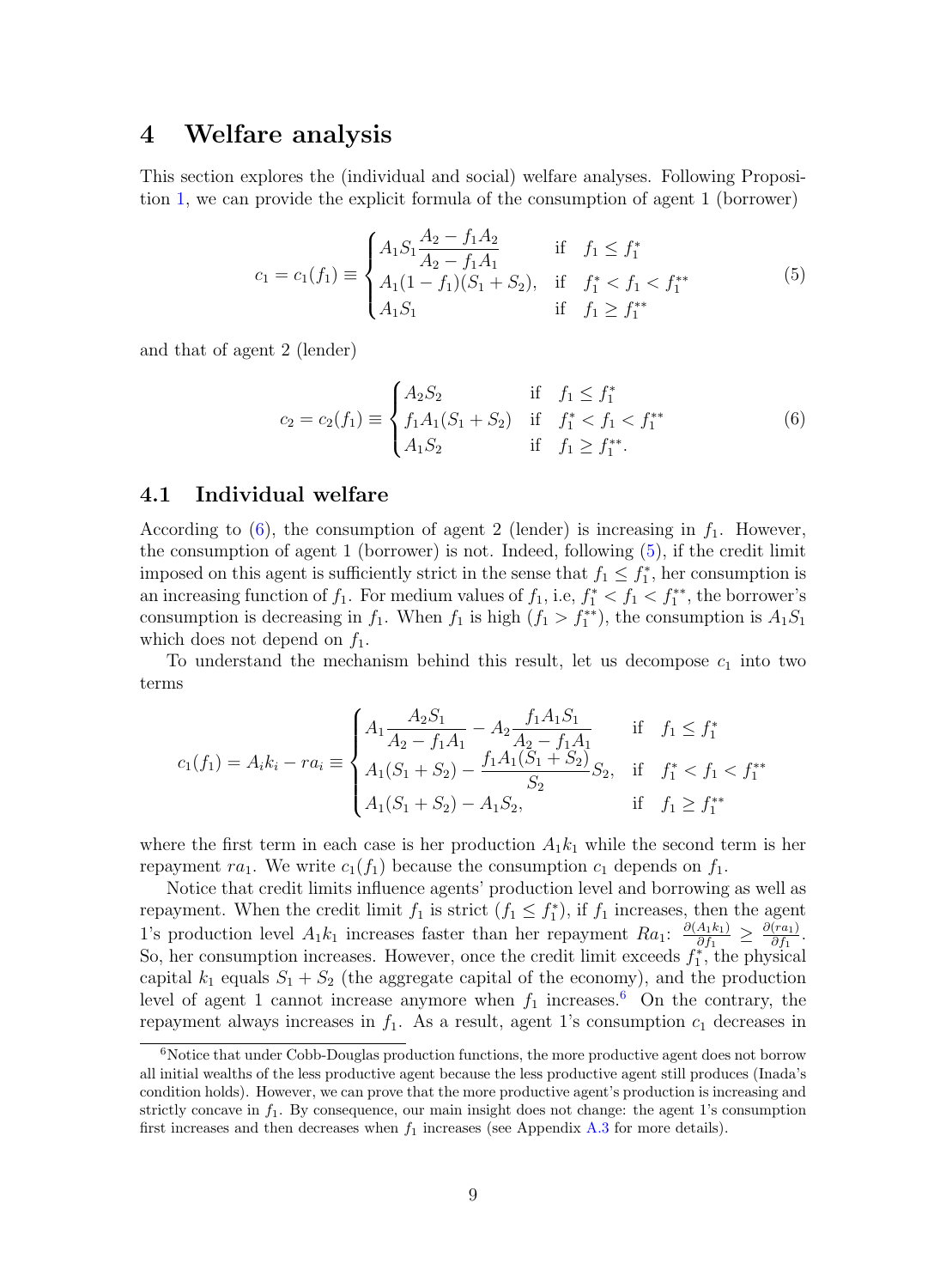## 4 Welfare analysis

This section explores the (individual and social) welfare analyses. Following Proposition 1, we can provide the explicit formula of the consumption of agent 1 (borrower)

$$c_1 = c_1(f_1) \equiv \begin{cases} A_1 S_1 \dfrac{A_2 - f_1 A_2}{A_2 - f_1 A_1} & \text{if} \quad f_1 \leq f_1^* \\ A_1(1 - f_1)(S_1 + S_2), & \text{if} \quad f_1^* < f_1 < f_1^{**} \\ A_1 S_1 & \text{if} \quad f_1 \geq f_1^{**} \end{cases} \tag{5}$$

and that of agent 2 (lender)

$$c_2 = c_2(f_1) \equiv \begin{cases} A_2 S_2 & \text{if} \quad f_1 \leq f_1^* \\ f_1 A_1 (S_1 + S_2) & \text{if} \quad f_1^* < f_1 < f_1^{**} \\ A_1 S_2 & \text{if} \quad f_1 \geq f_1^{**}. \end{cases} \tag{6}$$

### 4.1 Individual welfare

According to (6), the consumption of agent 2 (lender) is increasing in $f_1$. However, the consumption of agent 1 (borrower) is not. Indeed, following (5), if the credit limit imposed on this agent is sufficiently strict in the sense that $f_1 \leq f_1^*$, her consumption is an increasing function of $f_1$. For medium values of $f_1$, i.e, $f_1^* < f_1 < f_1^{**}$, the borrower's consumption is decreasing in $f_1$. When $f_1$ is high ($f_1 > f_1^{**}$), the consumption is $A_1 S_1$ which does not depend on $f_1$.

To understand the mechanism behind this result, let us decompose $c_1$ into two terms

$$c_1(f_1) = A_i k_i - r a_i \equiv \begin{cases} A_1 \dfrac{A_2 S_1}{A_2 - f_1 A_1} - A_2 \dfrac{f_1 A_1 S_1}{A_2 - f_1 A_1} & \text{if} \quad f_1 \leq f_1^* \\ A_1(S_1 + S_2) - \dfrac{f_1 A_1 (S_1 + S_2)}{S_2} S_2, & \text{if} \quad f_1^* < f_1 < f_1^{**} \\ A_1(S_1 + S_2) - A_1 S_2, & \text{if} \quad f_1 \geq f_1^{**} \end{cases}$$

where the first term in each case is her production $A_1 k_1$ while the second term is her repayment $r a_1$. We write $c_1(f_1)$ because the consumption $c_1$ depends on $f_1$.

Notice that credit limits influence agents' production level and borrowing as well as repayment. When the credit limit $f_1$ is strict ($f_1 \leq f_1^*$), if $f_1$ increases, then the agent 1's production level $A_1 k_1$ increases faster than her repayment $R a_1$: $\frac{\partial (A_1 k_1)}{\partial f_1} \geq \frac{\partial (r a_1)}{\partial f_1}$. So, her consumption increases. However, once the credit limit exceeds $f_1^*$, the physical capital $k_1$ equals $S_1 + S_2$ (the aggregate capital of the economy), and the production level of agent 1 cannot increase anymore when $f_1$ increases.[6] On the contrary, the repayment always increases in $f_1$. As a result, agent 1's consumption $c_1$ decreases in

[6] Notice that under Cobb-Douglas production functions, the more productive agent does not borrow all initial wealths of the less productive agent because the less productive agent still produces (Inada's condition holds). However, we can prove that the more productive agent's production is increasing and strictly concave in $f_1$. By consequence, our main insight does not change: the agent 1's consumption first increases and then decreases when $f_1$ increases (see Appendix A.3 for more details).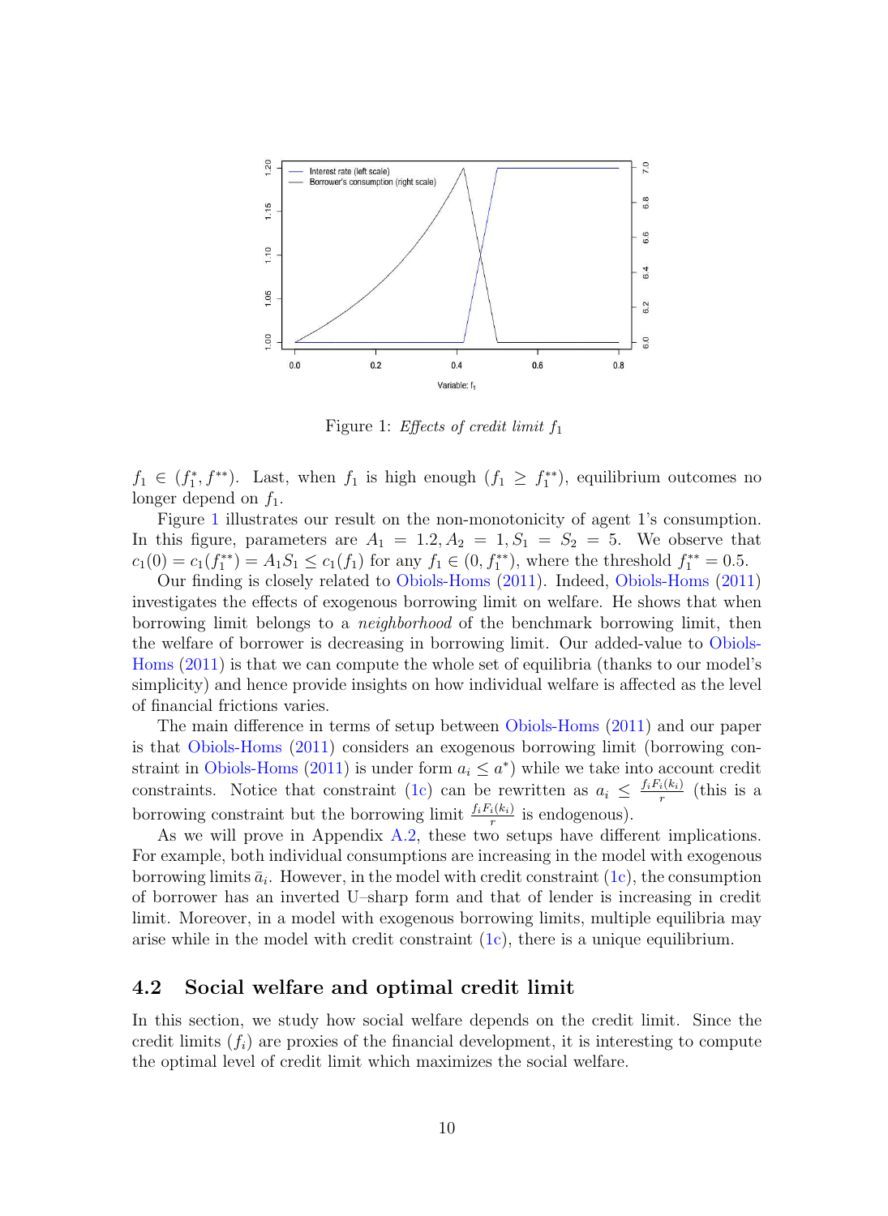Figure 1: *Effects of credit limit $f_1$*

$f_1 \in (f_1^*, f^{**})$. Last, when $f_1$ is high enough ($f_1 \geq f_1^{**}$), equilibrium outcomes no longer depend on $f_1$.

Figure 1 illustrates our result on the non-monotonicity of agent 1's consumption. In this figure, parameters are $A_1 = 1.2, A_2 = 1, S_1 = S_2 = 5$. We observe that $c_1(0) = c_1(f_1^{**}) = A_1 S_1 \leq c_1(f_1)$ for any $f_1 \in (0, f_1^{**})$, where the threshold $f_1^{**} = 0.5$.

Our finding is closely related to Obiols-Homs (2011). Indeed, Obiols-Homs (2011) investigates the effects of exogenous borrowing limit on welfare. He shows that when borrowing limit belongs to a *neighborhood* of the benchmark borrowing limit, then the welfare of borrower is decreasing in borrowing limit. Our added-value to Obiols-Homs (2011) is that we can compute the whole set of equilibria (thanks to our model's simplicity) and hence provide insights on how individual welfare is affected as the level of financial frictions varies.

The main difference in terms of setup between Obiols-Homs (2011) and our paper is that Obiols-Homs (2011) considers an exogenous borrowing limit (borrowing constraint in Obiols-Homs (2011) is under form $a_i \leq a^*$) while we take into account credit constraints. Notice that constraint (1c) can be rewritten as $a_i \leq \frac{f_i F_i(k_i)}{r}$ (this is a borrowing constraint but the borrowing limit $\frac{f_i F_i(k_i)}{r}$ is endogenous).

As we will prove in Appendix A.2, these two setups have different implications. For example, both individual consumptions are increasing in the model with exogenous borrowing limits $\bar{a}_i$. However, in the model with credit constraint (1c), the consumption of borrower has an inverted U–sharp form and that of lender is increasing in credit limit. Moreover, in a model with exogenous borrowing limits, multiple equilibria may arise while in the model with credit constraint (1c), there is a unique equilibrium.

## 4.2 Social welfare and optimal credit limit

In this section, we study how social welfare depends on the credit limit. Since the credit limits ($f_i$) are proxies of the financial development, it is interesting to compute the optimal level of credit limit which maximizes the social welfare.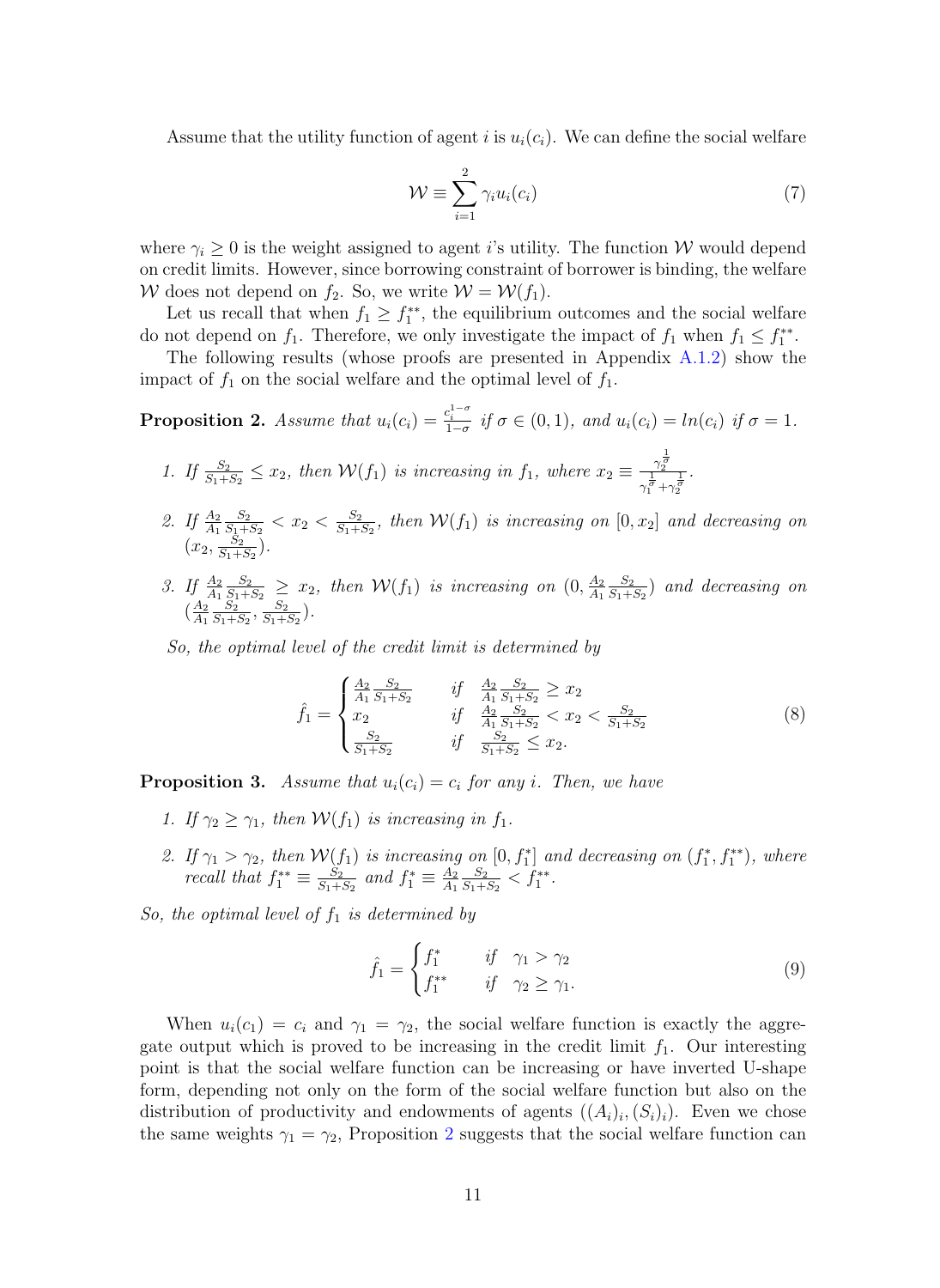Assume that the utility function of agent $i$ is $u_i(c_i)$. We can define the social welfare

$$\mathcal{W} \equiv \sum_{i=1}^{2} \gamma_i u_i(c_i) \tag{7}$$

where $\gamma_i \geq 0$ is the weight assigned to agent $i$'s utility. The function $\mathcal{W}$ would depend on credit limits. However, since borrowing constraint of borrower is binding, the welfare $\mathcal{W}$ does not depend on $f_2$. So, we write $\mathcal{W} = \mathcal{W}(f_1)$.

Let us recall that when $f_1 \geq f_1^{**}$, the equilibrium outcomes and the social welfare do not depend on $f_1$. Therefore, we only investigate the impact of $f_1$ when $f_1 \leq f_1^{**}$.

The following results (whose proofs are presented in Appendix A.1.2) show the impact of $f_1$ on the social welfare and the optimal level of $f_1$.

**Proposition 2.** *Assume that* $u_i(c_i) = \frac{c_i^{1-\sigma}}{1-\sigma}$ *if* $\sigma \in (0,1)$*, and* $u_i(c_i) = ln(c_i)$ *if* $\sigma = 1$.

1. *If* $\frac{S_2}{S_1+S_2} \leq x_2$*, then* $\mathcal{W}(f_1)$ *is increasing in* $f_1$*, where* $x_2 \equiv \frac{\gamma_2^{\frac{1}{\sigma}}}{\gamma_1^{\frac{1}{\sigma}} + \gamma_2^{\frac{1}{\sigma}}}$.
2. *If* $\frac{A_2}{A_1}\frac{S_2}{S_1+S_2} < x_2 < \frac{S_2}{S_1+S_2}$*, then* $\mathcal{W}(f_1)$ *is increasing on* $[0, x_2]$ *and decreasing on* $(x_2, \frac{S_2}{S_1+S_2})$.
3. *If* $\frac{A_2}{A_1}\frac{S_2}{S_1+S_2} \geq x_2$*, then* $\mathcal{W}(f_1)$ *is increasing on* $(0, \frac{A_2}{A_1}\frac{S_2}{S_1+S_2})$ *and decreasing on* $(\frac{A_2}{A_1}\frac{S_2}{S_1+S_2}, \frac{S_2}{S_1+S_2})$.

*So, the optimal level of the credit limit is determined by*

$$\hat{f}_1 = \begin{cases} \frac{A_2}{A_1}\frac{S_2}{S_1+S_2} & \text{if} \quad \frac{A_2}{A_1}\frac{S_2}{S_1+S_2} \geq x_2 \\ x_2 & \text{if} \quad \frac{A_2}{A_1}\frac{S_2}{S_1+S_2} < x_2 < \frac{S_2}{S_1+S_2} \\ \frac{S_2}{S_1+S_2} & \text{if} \quad \frac{S_2}{S_1+S_2} \leq x_2. \end{cases} \tag{8}$$

**Proposition 3.** *Assume that* $u_i(c_i) = c_i$ *for any* $i$*. Then, we have*

1. *If* $\gamma_2 \geq \gamma_1$*, then* $\mathcal{W}(f_1)$ *is increasing in* $f_1$.
2. *If* $\gamma_1 > \gamma_2$*, then* $\mathcal{W}(f_1)$ *is increasing on* $[0, f_1^*]$ *and decreasing on* $(f_1^*, f_1^{**})$*, where recall that* $f_1^{**} \equiv \frac{S_2}{S_1+S_2}$ *and* $f_1^* \equiv \frac{A_2}{A_1}\frac{S_2}{S_1+S_2} < f_1^{**}$.

*So, the optimal level of* $f_1$ *is determined by*

$$\hat{f}_1 = \begin{cases} f_1^* & \text{if} \quad \gamma_1 > \gamma_2 \\ f_1^{**} & \text{if} \quad \gamma_2 \geq \gamma_1. \end{cases} \tag{9}$$

When $u_i(c_1) = c_i$ and $\gamma_1 = \gamma_2$, the social welfare function is exactly the aggregate output which is proved to be increasing in the credit limit $f_1$. Our interesting point is that the social welfare function can be increasing or have inverted U-shape form, depending not only on the form of the social welfare function but also on the distribution of productivity and endowments of agents $((A_i)_i, (S_i)_i)$. Even we chose the same weights $\gamma_1 = \gamma_2$, Proposition 2 suggests that the social welfare function can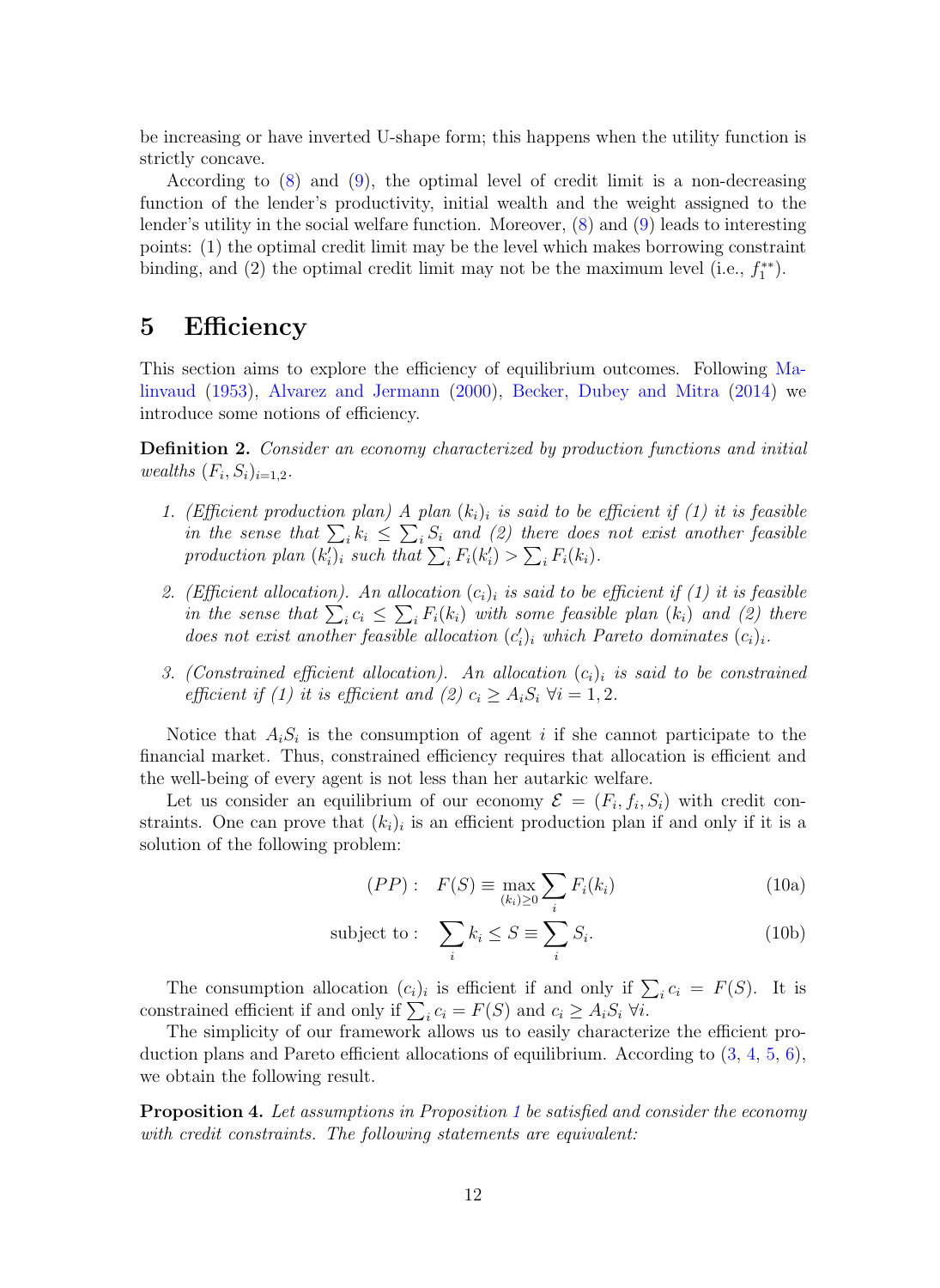be increasing or have inverted U-shape form; this happens when the utility function is strictly concave.

According to (8) and (9), the optimal level of credit limit is a non-decreasing function of the lender's productivity, initial wealth and the weight assigned to the lender's utility in the social welfare function. Moreover, (8) and (9) leads to interesting points: (1) the optimal credit limit may be the level which makes borrowing constraint binding, and (2) the optimal credit limit may not be the maximum level (i.e., $f_1^{**}$).

## 5 Efficiency

This section aims to explore the efficiency of equilibrium outcomes. Following Malinvaud (1953), Alvarez and Jermann (2000), Becker, Dubey and Mitra (2014) we introduce some notions of efficiency.

**Definition 2.** *Consider an economy characterized by production functions and initial wealths $(F_i, S_i)_{i=1,2}$.*

1. *(Efficient production plan) A plan $(k_i)_i$ is said to be efficient if (1) it is feasible in the sense that $\sum_i k_i \leq \sum_i S_i$ and (2) there does not exist another feasible production plan $(k'_i)_i$ such that $\sum_i F_i(k'_i) > \sum_i F_i(k_i)$.*
2. *(Efficient allocation). An allocation $(c_i)_i$ is said to be efficient if (1) it is feasible in the sense that $\sum_i c_i \leq \sum_i F_i(k_i)$ with some feasible plan $(k_i)$ and (2) there does not exist another feasible allocation $(c'_i)_i$ which Pareto dominates $(c_i)_i$.*
3. *(Constrained efficient allocation). An allocation $(c_i)_i$ is said to be constrained efficient if (1) it is efficient and (2) $c_i \geq A_i S_i \; \forall i = 1, 2$.*

Notice that $A_i S_i$ is the consumption of agent $i$ if she cannot participate to the financial market. Thus, constrained efficiency requires that allocation is efficient and the well-being of every agent is not less than her autarkic welfare.

Let us consider an equilibrium of our economy $\mathcal{E} = (F_i, f_i, S_i)$ with credit constraints. One can prove that $(k_i)_i$ is an efficient production plan if and only if it is a solution of the following problem:

$$(PP): \quad F(S) \equiv \max_{(k_i) \geq 0} \sum_i F_i(k_i) \tag{10a}$$

$$\text{subject to}: \quad \sum_i k_i \leq S \equiv \sum_i S_i. \tag{10b}$$

The consumption allocation $(c_i)_i$ is efficient if and only if $\sum_i c_i = F(S)$. It is constrained efficient if and only if $\sum_i c_i = F(S)$ and $c_i \geq A_i S_i \; \forall i$.

The simplicity of our framework allows us to easily characterize the efficient production plans and Pareto efficient allocations of equilibrium. According to (3, 4, 5, 6), we obtain the following result.

**Proposition 4.** *Let assumptions in Proposition 1 be satisfied and consider the economy with credit constraints. The following statements are equivalent:*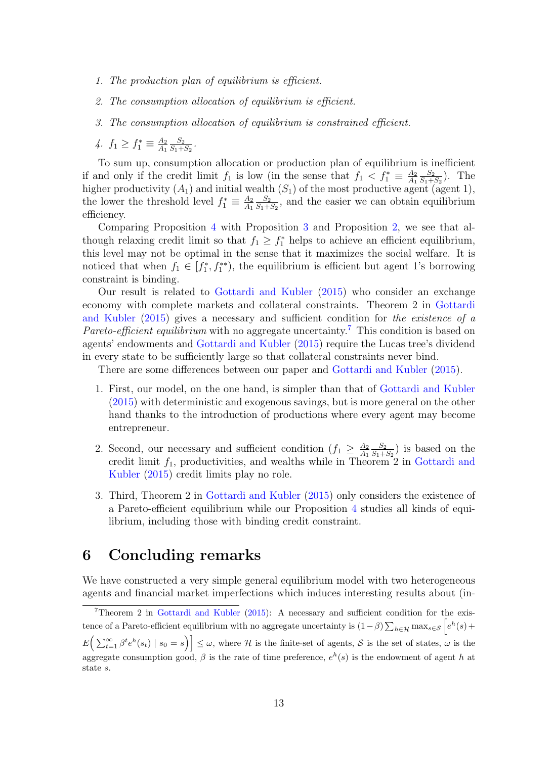1. *The production plan of equilibrium is efficient.*

2. *The consumption allocation of equilibrium is efficient.*

3. *The consumption allocation of equilibrium is constrained efficient.*

4. $f_1 \geq f_1^* \equiv \frac{A_2}{A_1}\frac{S_2}{S_1+S_2}$.

To sum up, consumption allocation or production plan of equilibrium is inefficient if and only if the credit limit $f_1$ is low (in the sense that $f_1 < f_1^* \equiv \frac{A_2}{A_1}\frac{S_2}{S_1+S_2}$). The higher productivity ($A_1$) and initial wealth ($S_1$) of the most productive agent (agent 1), the lower the threshold level $f_1^* \equiv \frac{A_2}{A_1}\frac{S_2}{S_1+S_2}$, and the easier we can obtain equilibrium efficiency.

Comparing Proposition 4 with Proposition 3 and Proposition 2, we see that although relaxing credit limit so that $f_1 \geq f_1^*$ helps to achieve an efficient equilibrium, this level may not be optimal in the sense that it maximizes the social welfare. It is noticed that when $f_1 \in [f_1^*, f_1^{**})$, the equilibrium is efficient but agent 1's borrowing constraint is binding.

Our result is related to Gottardi and Kubler (2015) who consider an exchange economy with complete markets and collateral constraints. Theorem 2 in Gottardi and Kubler (2015) gives a necessary and sufficient condition for *the existence of a Pareto-efficient equilibrium* with no aggregate uncertainty.[7] This condition is based on agents' endowments and Gottardi and Kubler (2015) require the Lucas tree's dividend in every state to be sufficiently large so that collateral constraints never bind.

There are some differences between our paper and Gottardi and Kubler (2015).

1. First, our model, on the one hand, is simpler than that of Gottardi and Kubler (2015) with deterministic and exogenous savings, but is more general on the other hand thanks to the introduction of productions where every agent may become entrepreneur.

2. Second, our necessary and sufficient condition ($f_1 \geq \frac{A_2}{A_1}\frac{S_2}{S_1+S_2}$) is based on the credit limit $f_1$, productivities, and wealths while in Theorem 2 in Gottardi and Kubler (2015) credit limits play no role.

3. Third, Theorem 2 in Gottardi and Kubler (2015) only considers the existence of a Pareto-efficient equilibrium while our Proposition 4 studies all kinds of equilibrium, including those with binding credit constraint.

# 6 Concluding remarks

We have constructed a very simple general equilibrium model with two heterogeneous agents and financial market imperfections which induces interesting results about (in-

[7] Theorem 2 in Gottardi and Kubler (2015): A necessary and sufficient condition for the existence of a Pareto-efficient equilibrium with no aggregate uncertainty is $(1-\beta)\sum_{h\in\mathcal{H}}\max_{s\in\mathcal{S}}\Big[e^h(s) + E\Big(\sum_{t=1}^{\infty}\beta^t e^h(s_t) \mid s_0 = s\Big)\Big] \leq \omega$, where $\mathcal{H}$ is the finite-set of agents, $\mathcal{S}$ is the set of states, $\omega$ is the aggregate consumption good, $\beta$ is the rate of time preference, $e^h(s)$ is the endowment of agent $h$ at state $s$.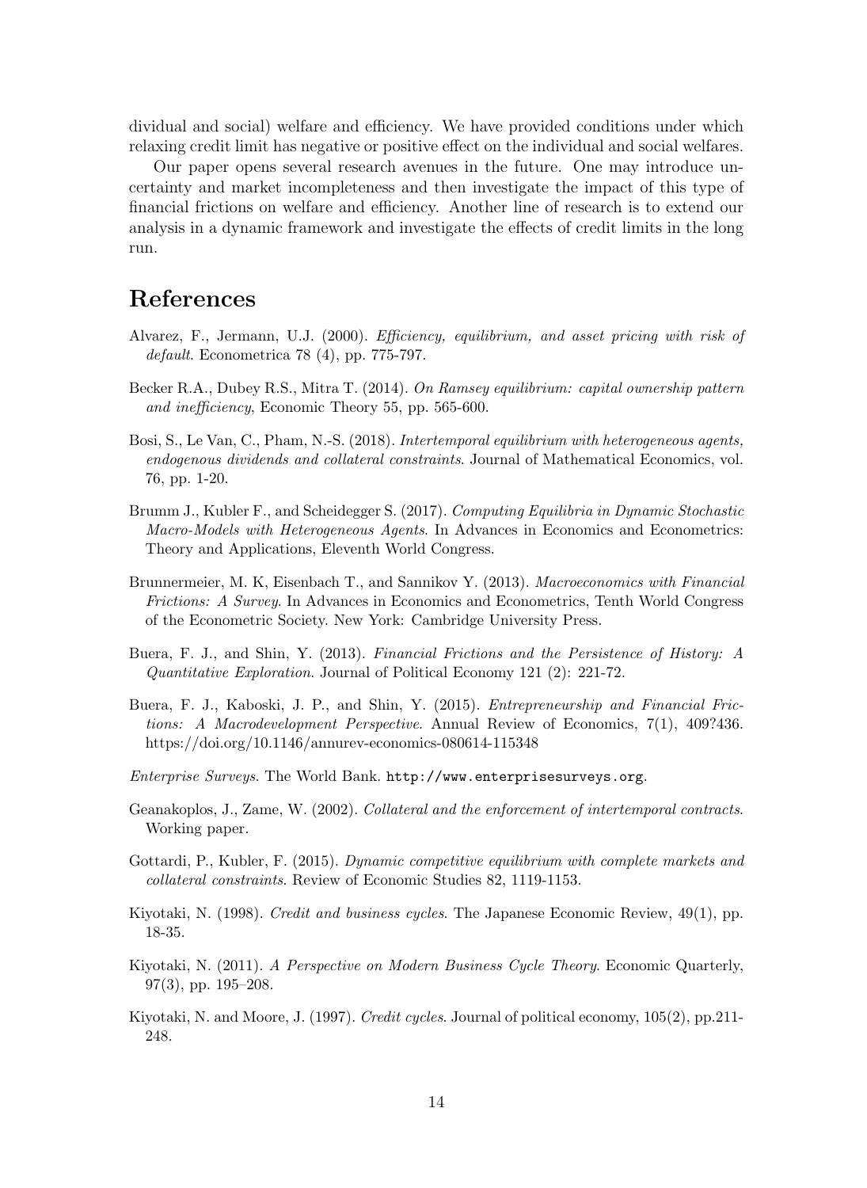dividual and social) welfare and efficiency. We have provided conditions under which relaxing credit limit has negative or positive effect on the individual and social welfares.

Our paper opens several research avenues in the future. One may introduce uncertainty and market incompleteness and then investigate the impact of this type of financial frictions on welfare and efficiency. Another line of research is to extend our analysis in a dynamic framework and investigate the effects of credit limits in the long run.

# References

Alvarez, F., Jermann, U.J. (2000). *Efficiency, equilibrium, and asset pricing with risk of default*. Econometrica 78 (4), pp. 775-797.

Becker R.A., Dubey R.S., Mitra T. (2014). *On Ramsey equilibrium: capital ownership pattern and inefficiency*, Economic Theory 55, pp. 565-600.

Bosi, S., Le Van, C., Pham, N.-S. (2018). *Intertemporal equilibrium with heterogeneous agents, endogenous dividends and collateral constraints*. Journal of Mathematical Economics, vol. 76, pp. 1-20.

Brumm J., Kubler F., and Scheidegger S. (2017). *Computing Equilibria in Dynamic Stochastic Macro-Models with Heterogeneous Agents*. In Advances in Economics and Econometrics: Theory and Applications, Eleventh World Congress.

Brunnermeier, M. K, Eisenbach T., and Sannikov Y. (2013). *Macroeconomics with Financial Frictions: A Survey*. In Advances in Economics and Econometrics, Tenth World Congress of the Econometric Society. New York: Cambridge University Press.

Buera, F. J., and Shin, Y. (2013). *Financial Frictions and the Persistence of History: A Quantitative Exploration*. Journal of Political Economy 121 (2): 221-72.

Buera, F. J., Kaboski, J. P., and Shin, Y. (2015). *Entrepreneurship and Financial Frictions: A Macrodevelopment Perspective*. Annual Review of Economics, 7(1), 409?436. https://doi.org/10.1146/annurev-economics-080614-115348

*Enterprise Surveys*. The World Bank. http://www.enterprisesurveys.org.

Geanakoplos, J., Zame, W. (2002). *Collateral and the enforcement of intertemporal contracts*. Working paper.

Gottardi, P., Kubler, F. (2015). *Dynamic competitive equilibrium with complete markets and collateral constraints*. Review of Economic Studies 82, 1119-1153.

Kiyotaki, N. (1998). *Credit and business cycles*. The Japanese Economic Review, 49(1), pp. 18-35.

Kiyotaki, N. (2011). *A Perspective on Modern Business Cycle Theory*. Economic Quarterly, 97(3), pp. 195–208.

Kiyotaki, N. and Moore, J. (1997). *Credit cycles*. Journal of political economy, 105(2), pp.211-248.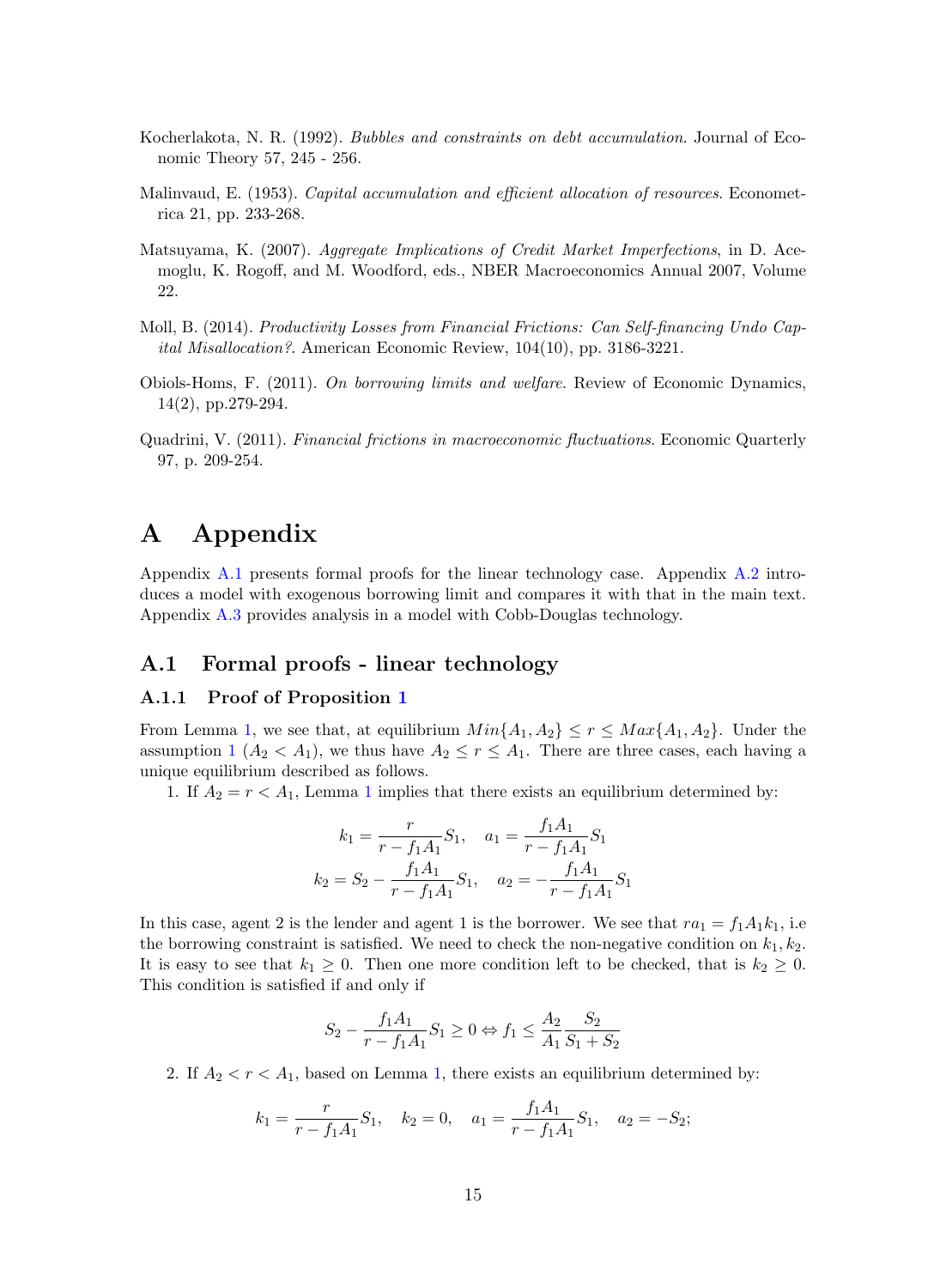Kocherlakota, N. R. (1992). *Bubbles and constraints on debt accumulation*. Journal of Economic Theory 57, 245 - 256.

Malinvaud, E. (1953). *Capital accumulation and efficient allocation of resources*. Econometrica 21, pp. 233-268.

Matsuyama, K. (2007). *Aggregate Implications of Credit Market Imperfections*, in D. Acemoglu, K. Rogoff, and M. Woodford, eds., NBER Macroeconomics Annual 2007, Volume 22.

Moll, B. (2014). *Productivity Losses from Financial Frictions: Can Self-financing Undo Capital Misallocation?*. American Economic Review, 104(10), pp. 3186-3221.

Obiols-Homs, F. (2011). *On borrowing limits and welfare*. Review of Economic Dynamics, 14(2), pp.279-294.

Quadrini, V. (2011). *Financial frictions in macroeconomic fluctuations*. Economic Quarterly 97, p. 209-254.

# A Appendix

Appendix A.1 presents formal proofs for the linear technology case. Appendix A.2 introduces a model with exogenous borrowing limit and compares it with that in the main text. Appendix A.3 provides analysis in a model with Cobb-Douglas technology.

## A.1 Formal proofs - linear technology

### A.1.1 Proof of Proposition 1

From Lemma 1, we see that, at equilibrium $Min\{A_1, A_2\} \leq r \leq Max\{A_1, A_2\}$. Under the assumption 1 ($A_2 < A_1$), we thus have $A_2 \leq r \leq A_1$. There are three cases, each having a unique equilibrium described as follows.

1. If $A_2 = r < A_1$, Lemma 1 implies that there exists an equilibrium determined by:

$$k_1 = \frac{r}{r - f_1 A_1} S_1, \quad a_1 = \frac{f_1 A_1}{r - f_1 A_1} S_1$$
$$k_2 = S_2 - \frac{f_1 A_1}{r - f_1 A_1} S_1, \quad a_2 = -\frac{f_1 A_1}{r - f_1 A_1} S_1$$

In this case, agent 2 is the lender and agent 1 is the borrower. We see that $r a_1 = f_1 A_1 k_1$, i.e the borrowing constraint is satisfied. We need to check the non-negative condition on $k_1, k_2$. It is easy to see that $k_1 \geq 0$. Then one more condition left to be checked, that is $k_2 \geq 0$. This condition is satisfied if and only if

$$S_2 - \frac{f_1 A_1}{r - f_1 A_1} S_1 \geq 0 \Leftrightarrow f_1 \leq \frac{A_2}{A_1} \frac{S_2}{S_1 + S_2}$$

2. If $A_2 < r < A_1$, based on Lemma 1, there exists an equilibrium determined by:

$$k_1 = \frac{r}{r - f_1 A_1} S_1, \quad k_2 = 0, \quad a_1 = \frac{f_1 A_1}{r - f_1 A_1} S_1, \quad a_2 = -S_2;$$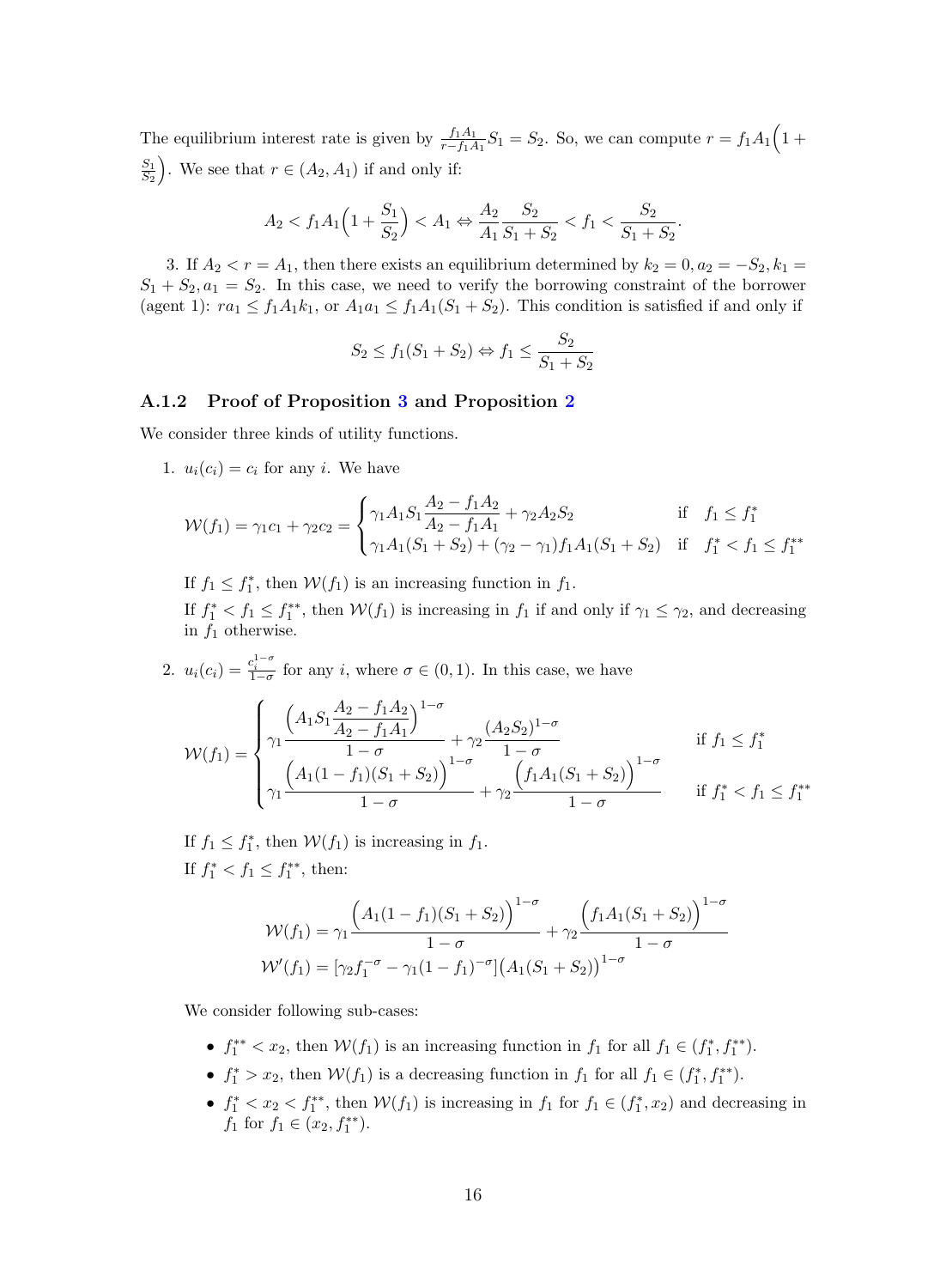The equilibrium interest rate is given by $\frac{f_1 A_1}{r - f_1 A_1} S_1 = S_2$. So, we can compute $r = f_1 A_1\Big(1 + \frac{S_1}{S_2}\Big)$. We see that $r \in (A_2, A_1)$ if and only if:

$$A_2 < f_1 A_1\Big(1 + \frac{S_1}{S_2}\Big) < A_1 \Leftrightarrow \frac{A_2}{A_1}\frac{S_2}{S_1 + S_2} < f_1 < \frac{S_2}{S_1 + S_2}.$$

3. If $A_2 < r = A_1$, then there exists an equilibrium determined by $k_2 = 0, a_2 = -S_2, k_1 = S_1 + S_2, a_1 = S_2$. In this case, we need to verify the borrowing constraint of the borrower (agent 1): $ra_1 \leq f_1 A_1 k_1$, or $A_1 a_1 \leq f_1 A_1 (S_1 + S_2)$. This condition is satisfied if and only if

$$S_2 \leq f_1(S_1 + S_2) \Leftrightarrow f_1 \leq \frac{S_2}{S_1 + S_2}$$

### A.1.2 Proof of Proposition 3 and Proposition 2

We consider three kinds of utility functions.

1. $u_i(c_i) = c_i$ for any $i$. We have

$$\mathcal{W}(f_1) = \gamma_1 c_1 + \gamma_2 c_2 = \begin{cases} \gamma_1 A_1 S_1 \dfrac{A_2 - f_1 A_2}{A_2 - f_1 A_1} + \gamma_2 A_2 S_2 & \text{if} \quad f_1 \leq f_1^* \\ \gamma_1 A_1 (S_1 + S_2) + (\gamma_2 - \gamma_1) f_1 A_1 (S_1 + S_2) & \text{if} \quad f_1^* < f_1 \leq f_1^{**} \end{cases}$$

   If $f_1 \leq f_1^*$, then $\mathcal{W}(f_1)$ is an increasing function in $f_1$.

   If $f_1^* < f_1 \leq f_1^{**}$, then $\mathcal{W}(f_1)$ is increasing in $f_1$ if and only if $\gamma_1 \leq \gamma_2$, and decreasing in $f_1$ otherwise.

2. $u_i(c_i) = \frac{c_i^{1-\sigma}}{1-\sigma}$ for any $i$, where $\sigma \in (0, 1)$. In this case, we have

$$\mathcal{W}(f_1) = \begin{cases} \gamma_1 \dfrac{\Big(A_1 S_1 \dfrac{A_2 - f_1 A_2}{A_2 - f_1 A_1}\Big)^{1-\sigma}}{1-\sigma} + \gamma_2 \dfrac{(A_2 S_2)^{1-\sigma}}{1-\sigma} & \text{if } f_1 \leq f_1^* \\ \gamma_1 \dfrac{\Big(A_1(1 - f_1)(S_1 + S_2)\Big)^{1-\sigma}}{1-\sigma} + \gamma_2 \dfrac{\Big(f_1 A_1 (S_1 + S_2)\Big)^{1-\sigma}}{1-\sigma} & \text{if } f_1^* < f_1 \leq f_1^{**} \end{cases}$$

   If $f_1 \leq f_1^*$, then $\mathcal{W}(f_1)$ is increasing in $f_1$.

   If $f_1^* < f_1 \leq f_1^{**}$, then:

$$\mathcal{W}(f_1) = \gamma_1 \frac{\Big(A_1(1 - f_1)(S_1 + S_2)\Big)^{1-\sigma}}{1-\sigma} + \gamma_2 \frac{\Big(f_1 A_1 (S_1 + S_2)\Big)^{1-\sigma}}{1-\sigma}$$
$$\mathcal{W}'(f_1) = [\gamma_2 f_1^{-\sigma} - \gamma_1 (1 - f_1)^{-\sigma}]\big(A_1(S_1 + S_2)\big)^{1-\sigma}$$

   We consider following sub-cases:

   - $f_1^{**} < x_2$, then $\mathcal{W}(f_1)$ is an increasing function in $f_1$ for all $f_1 \in (f_1^*, f_1^{**})$.
   - $f_1^* > x_2$, then $\mathcal{W}(f_1)$ is a decreasing function in $f_1$ for all $f_1 \in (f_1^*, f_1^{**})$.
   - $f_1^* < x_2 < f_1^{**}$, then $\mathcal{W}(f_1)$ is increasing in $f_1$ for $f_1 \in (f_1^*, x_2)$ and decreasing in $f_1$ for $f_1 \in (x_2, f_1^{**})$.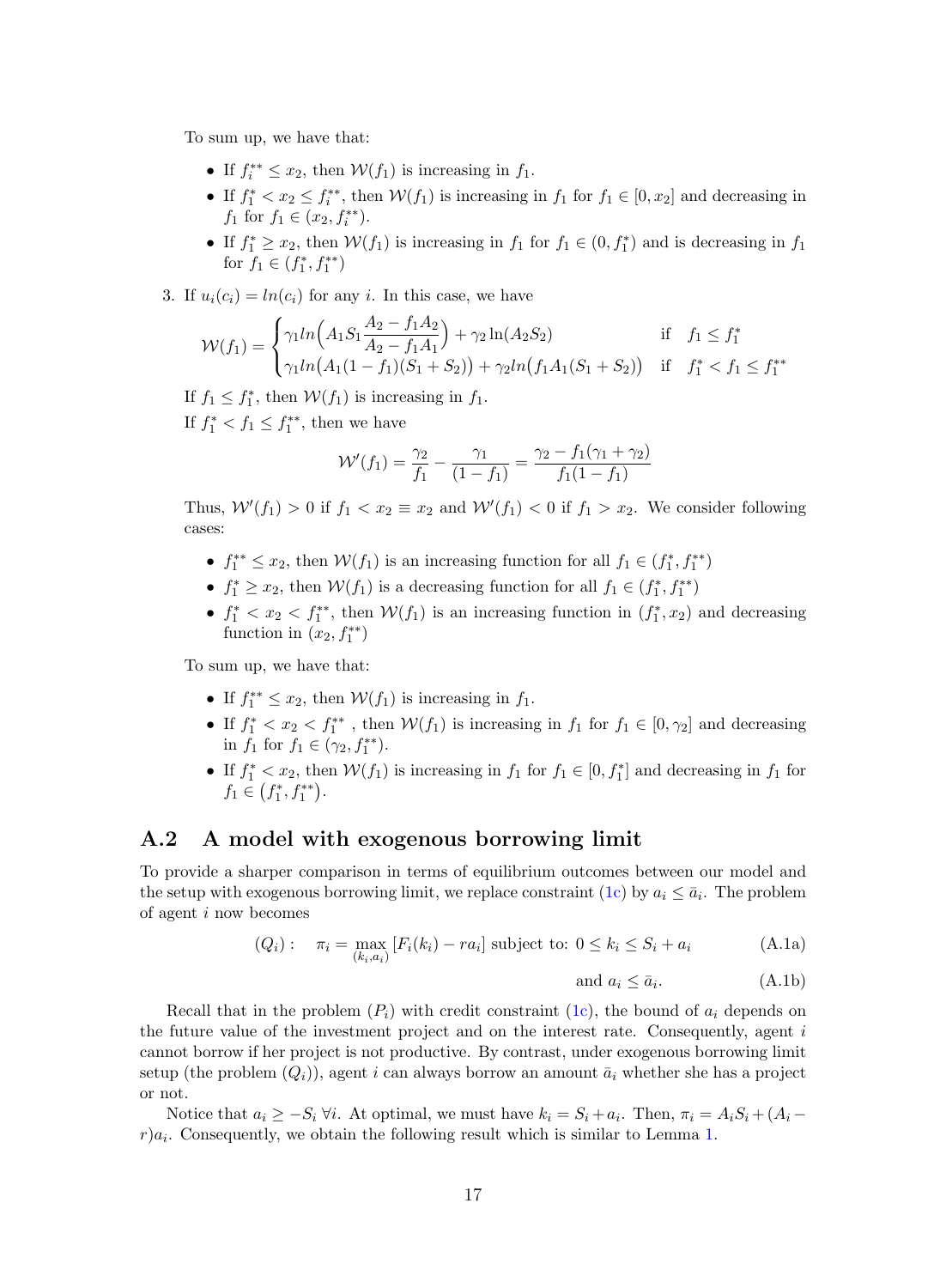To sum up, we have that:

- If $f_i^{**} \leq x_2$, then $\mathcal{W}(f_1)$ is increasing in $f_1$.
- If $f_1^* < x_2 \leq f_i^{**}$, then $\mathcal{W}(f_1)$ is increasing in $f_1$ for $f_1 \in [0, x_2]$ and decreasing in $f_1$ for $f_1 \in (x_2, f_i^{**})$.
- If $f_1^* \geq x_2$, then $\mathcal{W}(f_1)$ is increasing in $f_1$ for $f_1 \in (0, f_1^*)$ and is decreasing in $f_1$ for $f_1 \in (f_1^*, f_1^{**})$

3. If $u_i(c_i) = ln(c_i)$ for any $i$. In this case, we have

$$\mathcal{W}(f_1) = \begin{cases} \gamma_1 ln\Big(A_1 S_1 \dfrac{A_2 - f_1 A_2}{A_2 - f_1 A_1}\Big) + \gamma_2 \ln(A_2 S_2) & \text{if} \quad f_1 \leq f_1^* \\ \gamma_1 ln\big(A_1(1-f_1)(S_1+S_2)\big) + \gamma_2 ln\big(f_1 A_1 (S_1 + S_2)\big) & \text{if} \quad f_1^* < f_1 \leq f_1^{**} \end{cases}$$

If $f_1 \leq f_1^*$, then $\mathcal{W}(f_1)$ is increasing in $f_1$.

If $f_1^* < f_1 \leq f_1^{**}$, then we have

$$\mathcal{W}'(f_1) = \frac{\gamma_2}{f_1} - \frac{\gamma_1}{(1-f_1)} = \frac{\gamma_2 - f_1(\gamma_1+\gamma_2)}{f_1(1-f_1)}$$

Thus, $\mathcal{W}'(f_1) > 0$ if $f_1 < x_2 \equiv x_2$ and $\mathcal{W}'(f_1) < 0$ if $f_1 > x_2$. We consider following cases:

- $f_1^{**} \leq x_2$, then $\mathcal{W}(f_1)$ is an increasing function for all $f_1 \in (f_1^*, f_1^{**})$
- $f_1^* \geq x_2$, then $\mathcal{W}(f_1)$ is a decreasing function for all $f_1 \in (f_1^*, f_1^{**})$
- $f_1^* < x_2 < f_1^{**}$, then $\mathcal{W}(f_1)$ is an increasing function in $(f_1^*, x_2)$ and decreasing function in $(x_2, f_1^{**})$

To sum up, we have that:

- If $f_1^{**} \leq x_2$, then $\mathcal{W}(f_1)$ is increasing in $f_1$.
- If $f_1^* < x_2 < f_1^{**}$ , then $\mathcal{W}(f_1)$ is increasing in $f_1$ for $f_1 \in [0, \gamma_2]$ and decreasing in $f_1$ for $f_1 \in (\gamma_2, f_1^{**})$.
- If $f_1^* < x_2$, then $\mathcal{W}(f_1)$ is increasing in $f_1$ for $f_1 \in [0, f_1^*]$ and decreasing in $f_1$ for $f_1 \in \big(f_1^*, f_1^{**}\big)$.

## A.2 A model with exogenous borrowing limit

To provide a sharper comparison in terms of equilibrium outcomes between our model and the setup with exogenous borrowing limit, we replace constraint (1c) by $a_i \leq \bar{a}_i$. The problem of agent $i$ now becomes

$$(Q_i): \quad \pi_i = \max_{(k_i, a_i)} [F_i(k_i) - r a_i] \text{ subject to: } 0 \leq k_i \leq S_i + a_i \tag{A.1a}$$

$$\text{and } a_i \leq \bar{a}_i. \tag{A.1b}$$

Recall that in the problem $(P_i)$ with credit constraint (1c), the bound of $a_i$ depends on the future value of the investment project and on the interest rate. Consequently, agent $i$ cannot borrow if her project is not productive. By contrast, under exogenous borrowing limit setup (the problem $(Q_i)$), agent $i$ can always borrow an amount $\bar{a}_i$ whether she has a project or not.

Notice that $a_i \geq -S_i \; \forall i$. At optimal, we must have $k_i = S_i + a_i$. Then, $\pi_i = A_i S_i + (A_i - r)a_i$. Consequently, we obtain the following result which is similar to Lemma 1.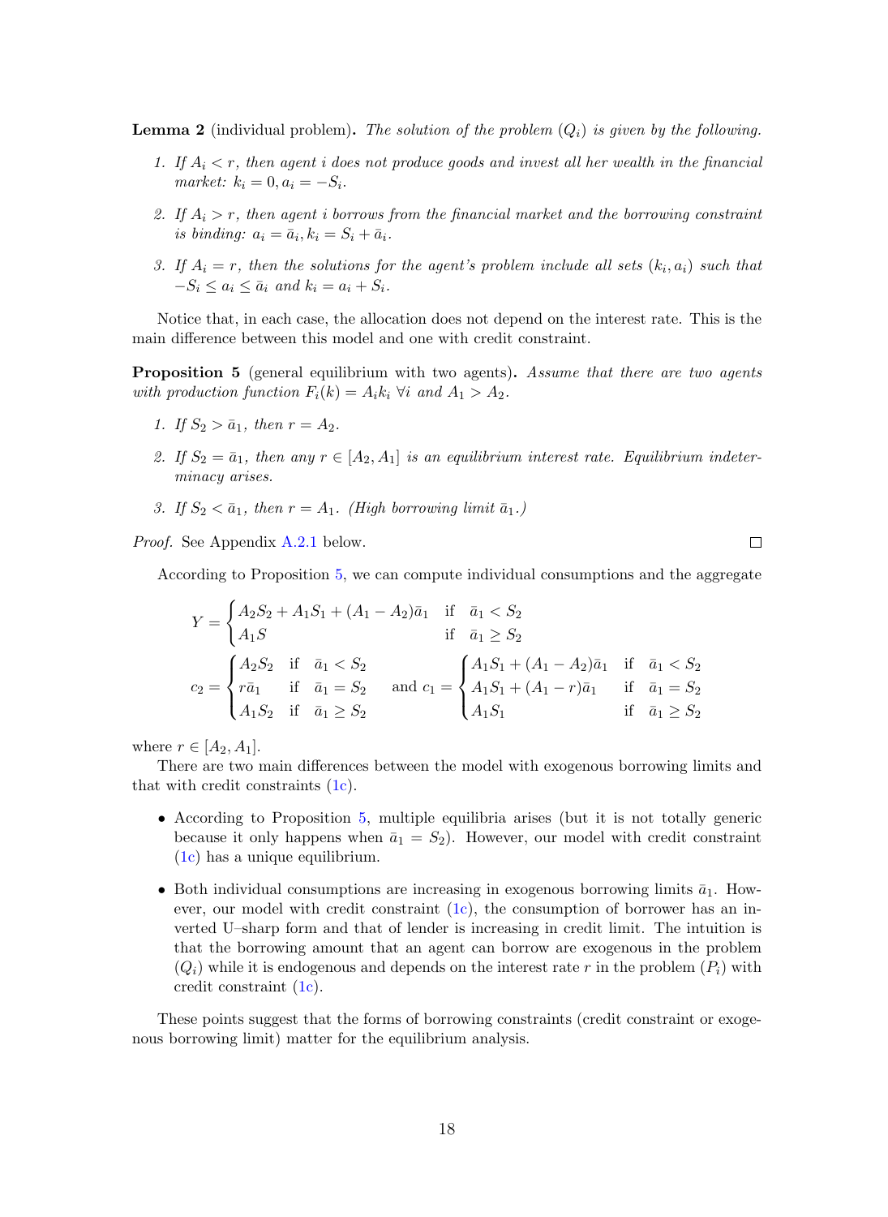**Lemma 2** (individual problem)**.** *The solution of the problem $(Q_i)$ is given by the following.*

1. *If $A_i < r$, then agent $i$ does not produce goods and invest all her wealth in the financial market: $k_i = 0, a_i = -S_i$.*
2. *If $A_i > r$, then agent $i$ borrows from the financial market and the borrowing constraint is binding: $a_i = \bar{a}_i, k_i = S_i + \bar{a}_i$.*
3. *If $A_i = r$, then the solutions for the agent's problem include all sets $(k_i, a_i)$ such that $-S_i \leq a_i \leq \bar{a}_i$ and $k_i = a_i + S_i$.*

Notice that, in each case, the allocation does not depend on the interest rate. This is the main difference between this model and one with credit constraint.

**Proposition 5** (general equilibrium with two agents)**.** *Assume that there are two agents with production function $F_i(k) = A_i k_i \; \forall i$ and $A_1 > A_2$.*

1. *If $S_2 > \bar{a}_1$, then $r = A_2$.*
2. *If $S_2 = \bar{a}_1$, then any $r \in [A_2, A_1]$ is an equilibrium interest rate. Equilibrium indeterminacy arises.*
3. *If $S_2 < \bar{a}_1$, then $r = A_1$. (High borrowing limit $\bar{a}_1$.)*

*Proof.* See Appendix A.2.1 below. □

According to Proposition 5, we can compute individual consumptions and the aggregate

$$Y = \begin{cases} A_2 S_2 + A_1 S_1 + (A_1 - A_2)\bar{a}_1 & \text{if} \quad \bar{a}_1 < S_2 \\ A_1 S & \text{if} \quad \bar{a}_1 \geq S_2 \end{cases}$$

$$c_2 = \begin{cases} A_2 S_2 & \text{if} \quad \bar{a}_1 < S_2 \\ r\bar{a}_1 & \text{if} \quad \bar{a}_1 = S_2 \\ A_1 S_2 & \text{if} \quad \bar{a}_1 \geq S_2 \end{cases} \quad \text{and } c_1 = \begin{cases} A_1 S_1 + (A_1 - A_2)\bar{a}_1 & \text{if} \quad \bar{a}_1 < S_2 \\ A_1 S_1 + (A_1 - r)\bar{a}_1 & \text{if} \quad \bar{a}_1 = S_2 \\ A_1 S_1 & \text{if} \quad \bar{a}_1 \geq S_2 \end{cases}$$

where $r \in [A_2, A_1]$.

There are two main differences between the model with exogenous borrowing limits and that with credit constraints (1c).

- According to Proposition 5, multiple equilibria arises (but it is not totally generic because it only happens when $\bar{a}_1 = S_2$). However, our model with credit constraint (1c) has a unique equilibrium.
- Both individual consumptions are increasing in exogenous borrowing limits $\bar{a}_1$. However, our model with credit constraint (1c), the consumption of borrower has an inverted U–sharp form and that of lender is increasing in credit limit. The intuition is that the borrowing amount that an agent can borrow are exogenous in the problem $(Q_i)$ while it is endogenous and depends on the interest rate $r$ in the problem $(P_i)$ with credit constraint (1c).

These points suggest that the forms of borrowing constraints (credit constraint or exogenous borrowing limit) matter for the equilibrium analysis.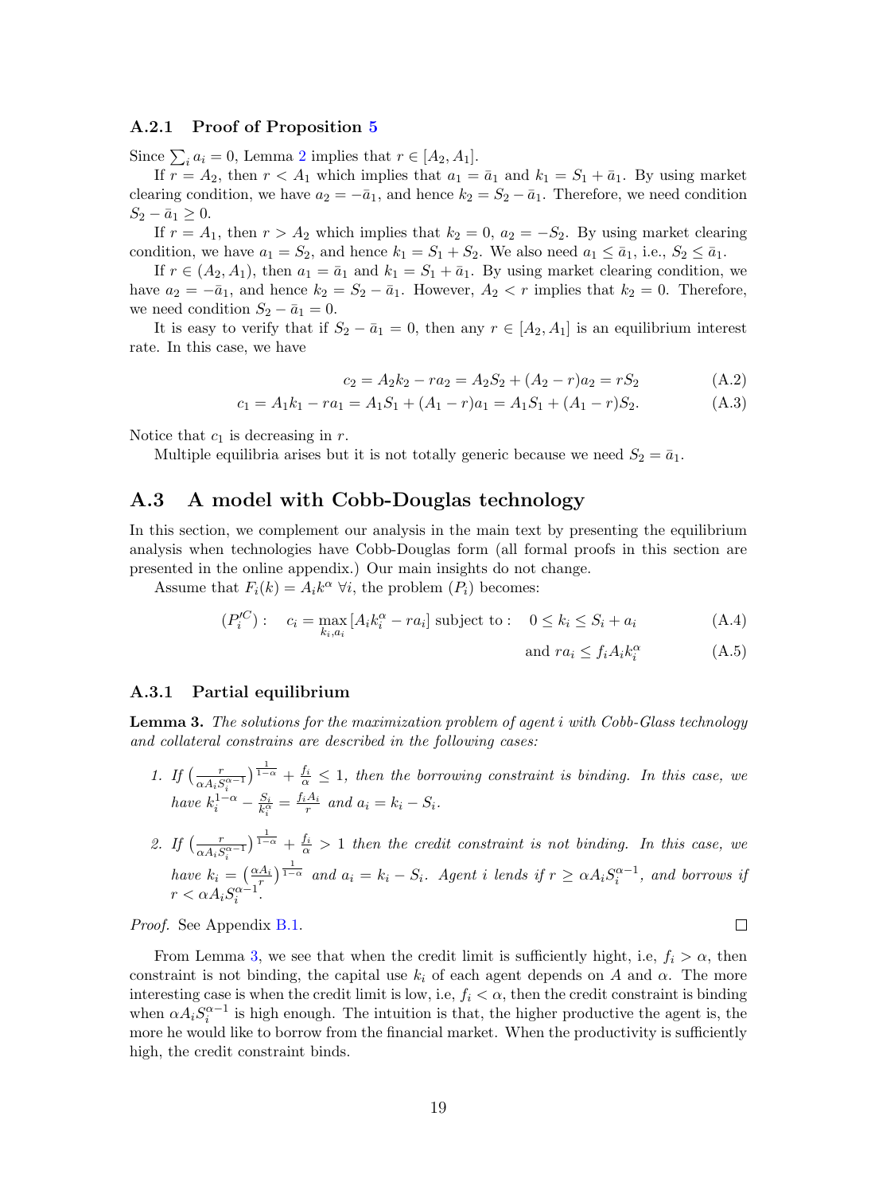### A.2.1 Proof of Proposition 5

Since $\sum_i a_i = 0$, Lemma 2 implies that $r \in [A_2, A_1]$.

If $r = A_2$, then $r < A_1$ which implies that $a_1 = \bar{a}_1$ and $k_1 = S_1 + \bar{a}_1$. By using market clearing condition, we have $a_2 = -\bar{a}_1$, and hence $k_2 = S_2 - \bar{a}_1$. Therefore, we need condition $S_2 - \bar{a}_1 \geq 0$.

If $r = A_1$, then $r > A_2$ which implies that $k_2 = 0$, $a_2 = -S_2$. By using market clearing condition, we have $a_1 = S_2$, and hence $k_1 = S_1 + S_2$. We also need $a_1 \leq \bar{a}_1$, i.e., $S_2 \leq \bar{a}_1$.

If $r \in (A_2, A_1)$, then $a_1 = \bar{a}_1$ and $k_1 = S_1 + \bar{a}_1$. By using market clearing condition, we have $a_2 = -\bar{a}_1$, and hence $k_2 = S_2 - \bar{a}_1$. However, $A_2 < r$ implies that $k_2 = 0$. Therefore, we need condition $S_2 - \bar{a}_1 = 0$.

It is easy to verify that if $S_2 - \bar{a}_1 = 0$, then any $r \in [A_2, A_1]$ is an equilibrium interest rate. In this case, we have

$$c_2 = A_2 k_2 - r a_2 = A_2 S_2 + (A_2 - r) a_2 = r S_2 \tag{A.2}$$

$$c_1 = A_1 k_1 - r a_1 = A_1 S_1 + (A_1 - r) a_1 = A_1 S_1 + (A_1 - r) S_2. \tag{A.3}$$

Notice that $c_1$ is decreasing in $r$.

Multiple equilibria arises but it is not totally generic because we need $S_2 = \bar{a}_1$.

## A.3 A model with Cobb-Douglas technology

In this section, we complement our analysis in the main text by presenting the equilibrium analysis when technologies have Cobb-Douglas form (all formal proofs in this section are presented in the online appendix.) Our main insights do not change.

Assume that $F_i(k) = A_i k^\alpha \ \forall i$, the problem $(P_i)$ becomes:

$$(P_i'^C): \quad c_i = \max_{k_i, a_i} [A_i k_i^\alpha - r a_i] \text{ subject to}: \quad 0 \leq k_i \leq S_i + a_i \tag{A.4}$$

$$\text{and } r a_i \leq f_i A_i k_i^\alpha \tag{A.5}$$

### A.3.1 Partial equilibrium

**Lemma 3.** *The solutions for the maximization problem of agent $i$ with Cobb-Glass technology and collateral constrains are described in the following cases:*

1. *If $\left(\frac{r}{\alpha A_i S_i^{\alpha-1}}\right)^{\frac{1}{1-\alpha}} + \frac{f_i}{\alpha} \leq 1$, then the borrowing constraint is binding. In this case, we have $k_i^{1-\alpha} - \frac{S_i}{k_i^\alpha} = \frac{f_i A_i}{r}$ and $a_i = k_i - S_i$.*

2. *If $\left(\frac{r}{\alpha A_i S_i^{\alpha-1}}\right)^{\frac{1}{1-\alpha}} + \frac{f_i}{\alpha} > 1$ then the credit constraint is not binding. In this case, we have $k_i = \left(\frac{\alpha A_i}{r}\right)^{\frac{1}{1-\alpha}}$ and $a_i = k_i - S_i$. Agent $i$ lends if $r \geq \alpha A_i S_i^{\alpha-1}$, and borrows if $r < \alpha A_i S_i^{\alpha-1}$.*

*Proof.* See Appendix B.1. □

From Lemma 3, we see that when the credit limit is sufficiently hight, i.e, $f_i > \alpha$, then constraint is not binding, the capital use $k_i$ of each agent depends on $A$ and $\alpha$. The more interesting case is when the credit limit is low, i.e, $f_i < \alpha$, then the credit constraint is binding when $\alpha A_i S_i^{\alpha-1}$ is high enough. The intuition is that, the higher productive the agent is, the more he would like to borrow from the financial market. When the productivity is sufficiently high, the credit constraint binds.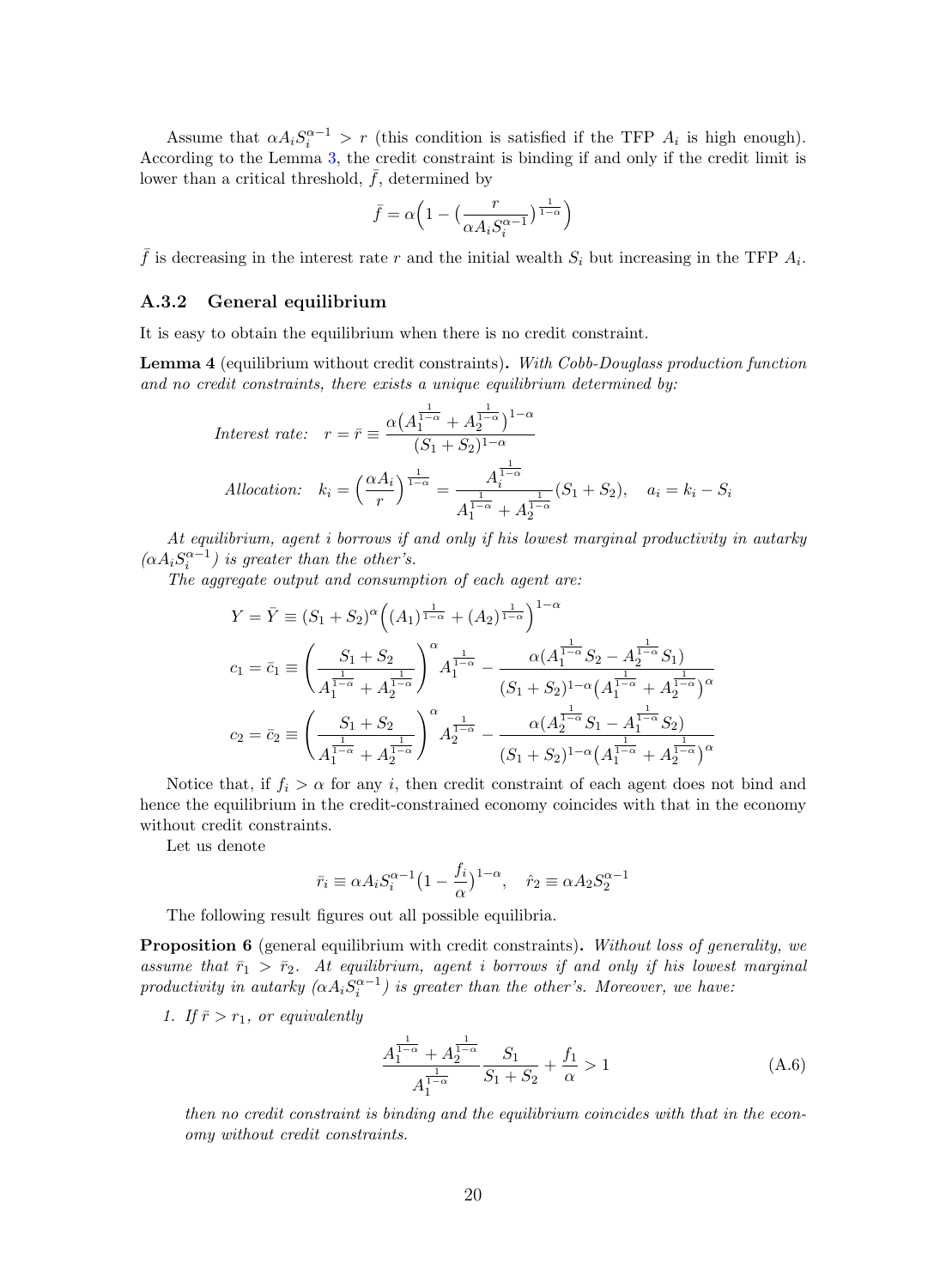Assume that $\alpha A_i S_i^{\alpha-1} > r$ (this condition is satisfied if the TFP $A_i$ is high enough). According to the Lemma 3, the credit constraint is binding if and only if the credit limit is lower than a critical threshold, $\bar{f}$, determined by

$$\bar{f} = \alpha\Big(1 - \big(\frac{r}{\alpha A_i S_i^{\alpha-1}}\big)^{\frac{1}{1-\alpha}}\Big)$$

$\bar{f}$ is decreasing in the interest rate $r$ and the initial wealth $S_i$ but increasing in the TFP $A_i$.

### A.3.2 General equilibrium

It is easy to obtain the equilibrium when there is no credit constraint.

**Lemma 4** (equilibrium without credit constraints)**.** *With Cobb-Douglass production function and no credit constraints, there exists a unique equilibrium determined by:*

$$\textit{Interest rate:} \quad r = \bar{r} \equiv \frac{\alpha\big(A_1^{\frac{1}{1-\alpha}} + A_2^{\frac{1}{1-\alpha}}\big)^{1-\alpha}}{(S_1+S_2)^{1-\alpha}}$$

$$\textit{Allocation:} \quad k_i = \Big(\frac{\alpha A_i}{r}\Big)^{\frac{1}{1-\alpha}} = \frac{A_i^{\frac{1}{1-\alpha}}}{A_1^{\frac{1}{1-\alpha}} + A_2^{\frac{1}{1-\alpha}}}(S_1+S_2), \quad a_i = k_i - S_i$$

*At equilibrium, agent $i$ borrows if and only if his lowest marginal productivity in autarky ($\alpha A_i S_i^{\alpha-1}$) is greater than the other's.*

*The aggregate output and consumption of each agent are:*

$$Y = \bar{Y} \equiv (S_1+S_2)^{\alpha}\Big((A_1)^{\frac{1}{1-\alpha}} + (A_2)^{\frac{1}{1-\alpha}}\Big)^{1-\alpha}$$

$$c_1 = \bar{c}_1 \equiv \left(\frac{S_1+S_2}{A_1^{\frac{1}{1-\alpha}} + A_2^{\frac{1}{1-\alpha}}}\right)^{\alpha} A_1^{\frac{1}{1-\alpha}} - \frac{\alpha(A_1^{\frac{1}{1-\alpha}}S_2 - A_2^{\frac{1}{1-\alpha}}S_1)}{(S_1+S_2)^{1-\alpha}\big(A_1^{\frac{1}{1-\alpha}} + A_2^{\frac{1}{1-\alpha}}\big)^{\alpha}}$$

$$c_2 = \bar{c}_2 \equiv \left(\frac{S_1+S_2}{A_1^{\frac{1}{1-\alpha}} + A_2^{\frac{1}{1-\alpha}}}\right)^{\alpha} A_2^{\frac{1}{1-\alpha}} - \frac{\alpha(A_2^{\frac{1}{1-\alpha}}S_1 - A_1^{\frac{1}{1-\alpha}}S_2)}{(S_1+S_2)^{1-\alpha}\big(A_1^{\frac{1}{1-\alpha}} + A_2^{\frac{1}{1-\alpha}}\big)^{\alpha}}$$

Notice that, if $f_i > \alpha$ for any $i$, then credit constraint of each agent does not bind and hence the equilibrium in the credit-constrained economy coincides with that in the economy without credit constraints.

Let us denote

$$\bar{r}_i \equiv \alpha A_i S_i^{\alpha-1}\big(1 - \frac{f_i}{\alpha}\big)^{1-\alpha}, \quad \hat{r}_2 \equiv \alpha A_2 S_2^{\alpha-1}$$

The following result figures out all possible equilibria.

**Proposition 6** (general equilibrium with credit constraints)**.** *Without loss of generality, we assume that $\bar{r}_1 > \bar{r}_2$. At equilibrium, agent $i$ borrows if and only if his lowest marginal productivity in autarky ($\alpha A_i S_i^{\alpha-1}$) is greater than the other's. Moreover, we have:*

1. *If $\bar{r} > r_1$, or equivalently*

$$\frac{A_1^{\frac{1}{1-\alpha}} + A_2^{\frac{1}{1-\alpha}}}{A_1^{\frac{1}{1-\alpha}}}\frac{S_1}{S_1+S_2} + \frac{f_1}{\alpha} > 1 \tag{A.6}$$

*then no credit constraint is binding and the equilibrium coincides with that in the economy without credit constraints.*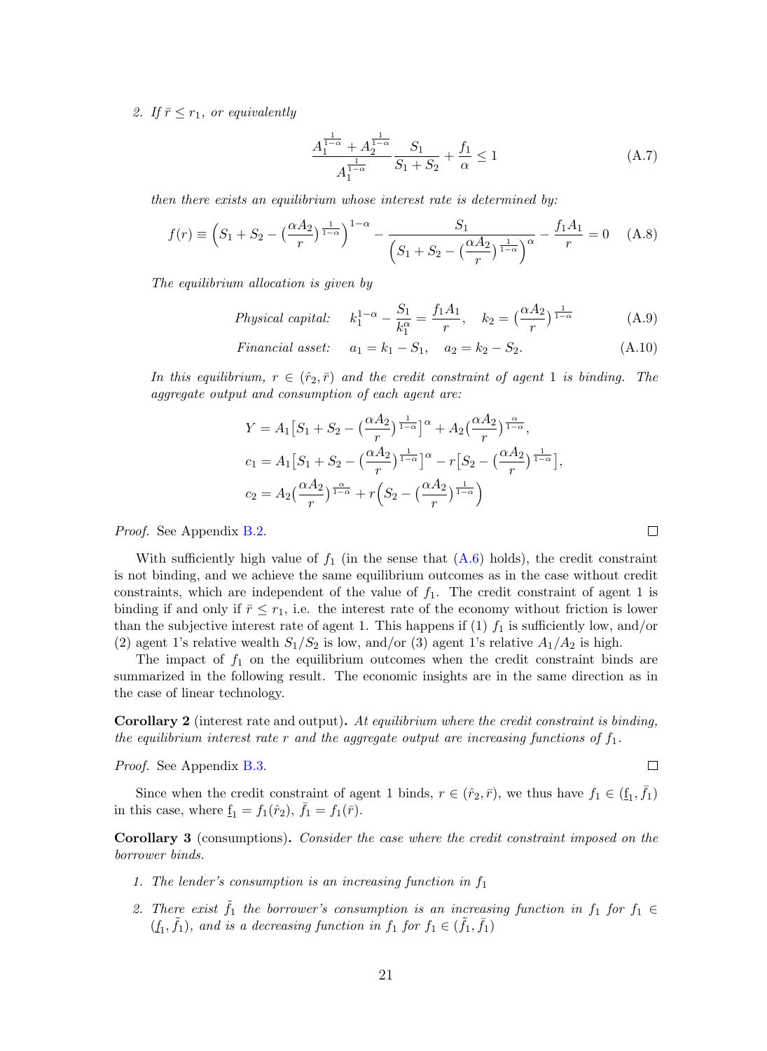2. *If $\bar{r} \leq r_1$, or equivalently*

$$\frac{A_1^{\frac{1}{1-\alpha}} + A_2^{\frac{1}{1-\alpha}}}{A_1^{\frac{1}{1-\alpha}}} \frac{S_1}{S_1 + S_2} + \frac{f_1}{\alpha} \leq 1 \tag{A.7}$$

*then there exists an equilibrium whose interest rate is determined by:*

$$f(r) \equiv \Big(S_1 + S_2 - \big(\frac{\alpha A_2}{r}\big)^{\frac{1}{1-\alpha}}\Big)^{1-\alpha} - \frac{S_1}{\Big(S_1 + S_2 - \big(\frac{\alpha A_2}{r}\big)^{\frac{1}{1-\alpha}}\Big)^{\alpha}} - \frac{f_1 A_1}{r} = 0 \tag{A.8}$$

*The equilibrium allocation is given by*

$$\text{Physical capital:} \quad k_1^{1-\alpha} - \frac{S_1}{k_1^{\alpha}} = \frac{f_1 A_1}{r}, \quad k_2 = \big(\frac{\alpha A_2}{r}\big)^{\frac{1}{1-\alpha}} \tag{A.9}$$

$$\text{Financial asset:} \quad a_1 = k_1 - S_1, \quad a_2 = k_2 - S_2. \tag{A.10}$$

*In this equilibrium, $r \in (\hat{r}_2, \bar{r})$ and the credit constraint of agent 1 is binding. The aggregate output and consumption of each agent are:*

$$Y = A_1\big[S_1 + S_2 - \big(\frac{\alpha A_2}{r}\big)^{\frac{1}{1-\alpha}}\big]^{\alpha} + A_2\big(\frac{\alpha A_2}{r}\big)^{\frac{\alpha}{1-\alpha}},$$

$$c_1 = A_1\big[S_1 + S_2 - \big(\frac{\alpha A_2}{r}\big)^{\frac{1}{1-\alpha}}\big]^{\alpha} - r\big[S_2 - \big(\frac{\alpha A_2}{r}\big)^{\frac{1}{1-\alpha}}\big],$$

$$c_2 = A_2\big(\frac{\alpha A_2}{r}\big)^{\frac{\alpha}{1-\alpha}} + r\Big(S_2 - \big(\frac{\alpha A_2}{r}\big)^{\frac{1}{1-\alpha}}\Big)$$

*Proof.* See Appendix B.2. □

With sufficiently high value of $f_1$ (in the sense that (A.6) holds), the credit constraint is not binding, and we achieve the same equilibrium outcomes as in the case without credit constraints, which are independent of the value of $f_1$. The credit constraint of agent 1 is binding if and only if $\bar{r} \leq r_1$, i.e. the interest rate of the economy without friction is lower than the subjective interest rate of agent 1. This happens if (1) $f_1$ is sufficiently low, and/or (2) agent 1's relative wealth $S_1/S_2$ is low, and/or (3) agent 1's relative $A_1/A_2$ is high.

The impact of $f_1$ on the equilibrium outcomes when the credit constraint binds are summarized in the following result. The economic insights are in the same direction as in the case of linear technology.

**Corollary 2** (interest rate and output)**.** *At equilibrium where the credit constraint is binding, the equilibrium interest rate $r$ and the aggregate output are increasing functions of $f_1$.*

*Proof.* See Appendix B.3. □

Since when the credit constraint of agent 1 binds, $r \in (\hat{r}_2, \bar{r})$, we thus have $f_1 \in (\underline{f}_1, \bar{f}_1)$ in this case, where $\underline{f}_1 = f_1(\hat{r}_2)$, $\bar{f}_1 = f_1(\bar{r})$.

**Corollary 3** (consumptions)**.** *Consider the case where the credit constraint imposed on the borrower binds.*

1. *The lender's consumption is an increasing function in $f_1$*
2. *There exist $\tilde{f}_1$ the borrower's consumption is an increasing function in $f_1$ for $f_1 \in (\underline{f}_1, \tilde{f}_1)$, and is a decreasing function in $f_1$ for $f_1 \in (\tilde{f}_1, \bar{f}_1)$*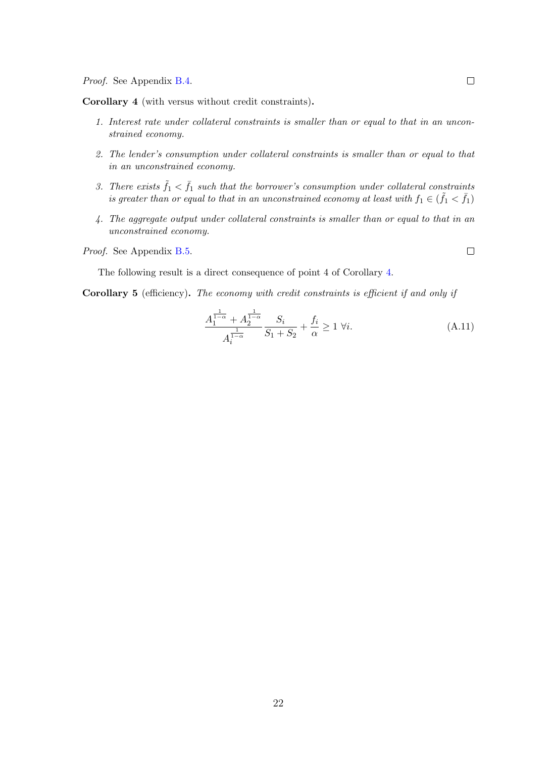*Proof.* See Appendix B.4. □

**Corollary 4** (with versus without credit constraints)**.**

1. *Interest rate under collateral constraints is smaller than or equal to that in an unconstrained economy.*
2. *The lender's consumption under collateral constraints is smaller than or equal to that in an unconstrained economy.*
3. *There exists $\tilde{f}_1 < \bar{f}_1$ such that the borrower's consumption under collateral constraints is greater than or equal to that in an unconstrained economy at least with $f_1 \in (\tilde{f}_1 < \bar{f}_1)$*
4. *The aggregate output under collateral constraints is smaller than or equal to that in an unconstrained economy.*

*Proof.* See Appendix B.5. □

The following result is a direct consequence of point 4 of Corollary 4.

**Corollary 5** (efficiency)**.** *The economy with credit constraints is efficient if and only if*

$$\frac{A_1^{\frac{1}{1-\alpha}} + A_2^{\frac{1}{1-\alpha}}}{A_i^{\frac{1}{1-\alpha}}} \frac{S_i}{S_1 + S_2} + \frac{f_i}{\alpha} \geq 1 \ \forall i. \tag{A.11}$$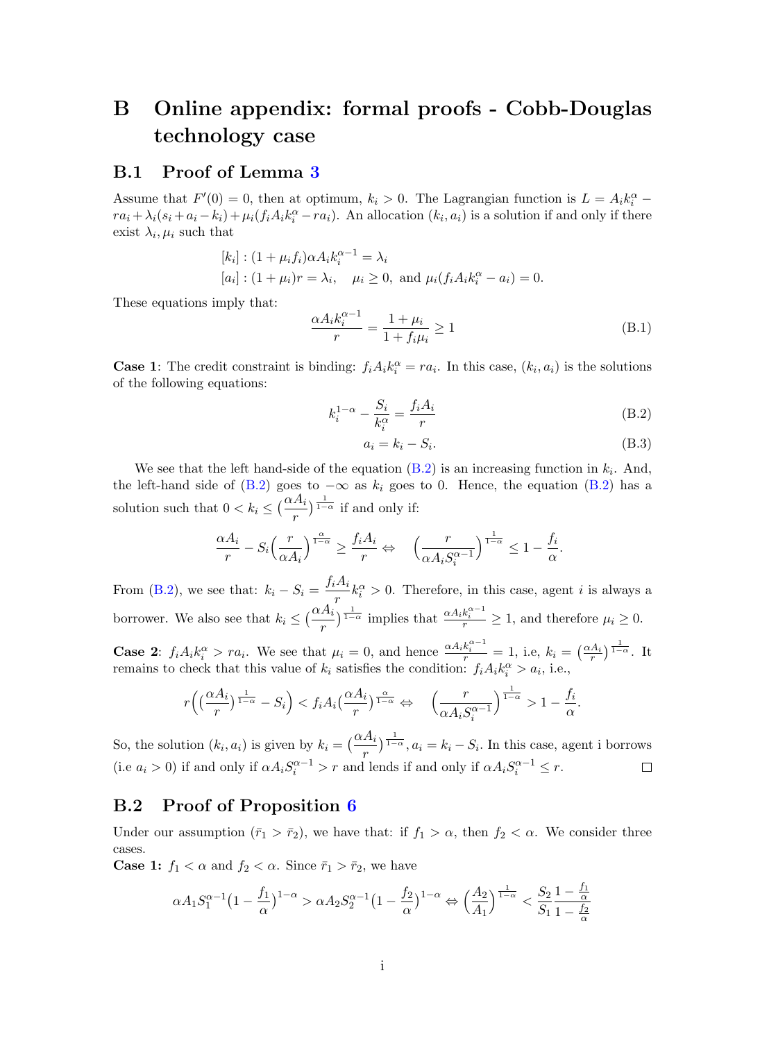# B Online appendix: formal proofs - Cobb-Douglas technology case

## B.1 Proof of Lemma 3

Assume that $F'(0) = 0$, then at optimum, $k_i > 0$. The Lagrangian function is $L = A_i k_i^\alpha - ra_i + \lambda_i(s_i + a_i - k_i) + \mu_i(f_i A_i k_i^\alpha - ra_i)$. An allocation $(k_i, a_i)$ is a solution if and only if there exist $\lambda_i, \mu_i$ such that

$$[k_i] : (1 + \mu_i f_i)\alpha A_i k_i^{\alpha-1} = \lambda_i$$

$$[a_i] : (1 + \mu_i)r = \lambda_i, \quad \mu_i \geq 0, \text{ and } \mu_i(f_i A_i k_i^\alpha - a_i) = 0.$$

These equations imply that:

$$\frac{\alpha A_i k_i^{\alpha-1}}{r} = \frac{1 + \mu_i}{1 + f_i \mu_i} \geq 1 \tag{B.1}$$

**Case 1**: The credit constraint is binding: $f_i A_i k_i^\alpha = ra_i$. In this case, $(k_i, a_i)$ is the solutions of the following equations:

$$k_i^{1-\alpha} - \frac{S_i}{k_i^\alpha} = \frac{f_i A_i}{r} \tag{B.2}$$

$$a_i = k_i - S_i. \tag{B.3}$$

We see that the left hand-side of the equation (B.2) is an increasing function in $k_i$. And, the left-hand side of (B.2) goes to $-\infty$ as $k_i$ goes to 0. Hence, the equation (B.2) has a solution such that $0 < k_i \leq \left(\frac{\alpha A_i}{r}\right)^{\frac{1}{1-\alpha}}$ if and only if:

$$\frac{\alpha A_i}{r} - S_i\left(\frac{r}{\alpha A_i}\right)^{\frac{\alpha}{1-\alpha}} \geq \frac{f_i A_i}{r} \Leftrightarrow \quad \left(\frac{r}{\alpha A_i S_i^{\alpha-1}}\right)^{\frac{1}{1-\alpha}} \leq 1 - \frac{f_i}{\alpha}.$$

From (B.2), we see that: $k_i - S_i = \frac{f_i A_i}{r} k_i^\alpha > 0$. Therefore, in this case, agent $i$ is always a borrower. We also see that $k_i \leq \left(\frac{\alpha A_i}{r}\right)^{\frac{1}{1-\alpha}}$ implies that $\frac{\alpha A_i k_i^{\alpha-1}}{r} \geq 1$, and therefore $\mu_i \geq 0$.

**Case 2**: $f_i A_i k_i^\alpha > ra_i$. We see that $\mu_i = 0$, and hence $\frac{\alpha A_i k_i^{\alpha-1}}{r} = 1$, i.e, $k_i = \left(\frac{\alpha A_i}{r}\right)^{\frac{1}{1-\alpha}}$. It remains to check that this value of $k_i$ satisfies the condition: $f_i A_i k_i^\alpha > a_i$, i.e.,

$$r\left(\left(\frac{\alpha A_i}{r}\right)^{\frac{1}{1-\alpha}} - S_i\right) < f_i A_i\left(\frac{\alpha A_i}{r}\right)^{\frac{\alpha}{1-\alpha}} \Leftrightarrow \quad \left(\frac{r}{\alpha A_i S_i^{\alpha-1}}\right)^{\frac{1}{1-\alpha}} > 1 - \frac{f_i}{\alpha}.$$

So, the solution $(k_i, a_i)$ is given by $k_i = \left(\frac{\alpha A_i}{r}\right)^{\frac{1}{1-\alpha}}, a_i = k_i - S_i$. In this case, agent i borrows (i.e $a_i > 0$) if and only if $\alpha A_i S_i^{\alpha-1} > r$ and lends if and only if $\alpha A_i S_i^{\alpha-1} \leq r$. □

## B.2 Proof of Proposition 6

Under our assumption ($\bar{r}_1 > \bar{r}_2$), we have that: if $f_1 > \alpha$, then $f_2 < \alpha$. We consider three cases.

**Case 1:** $f_1 < \alpha$ and $f_2 < \alpha$. Since $\bar{r}_1 > \bar{r}_2$, we have

$$\alpha A_1 S_1^{\alpha-1}\left(1 - \frac{f_1}{\alpha}\right)^{1-\alpha} > \alpha A_2 S_2^{\alpha-1}\left(1 - \frac{f_2}{\alpha}\right)^{1-\alpha} \Leftrightarrow \left(\frac{A_2}{A_1}\right)^{\frac{1}{1-\alpha}} < \frac{S_2}{S_1} \frac{1 - \frac{f_1}{\alpha}}{1 - \frac{f_2}{\alpha}}$$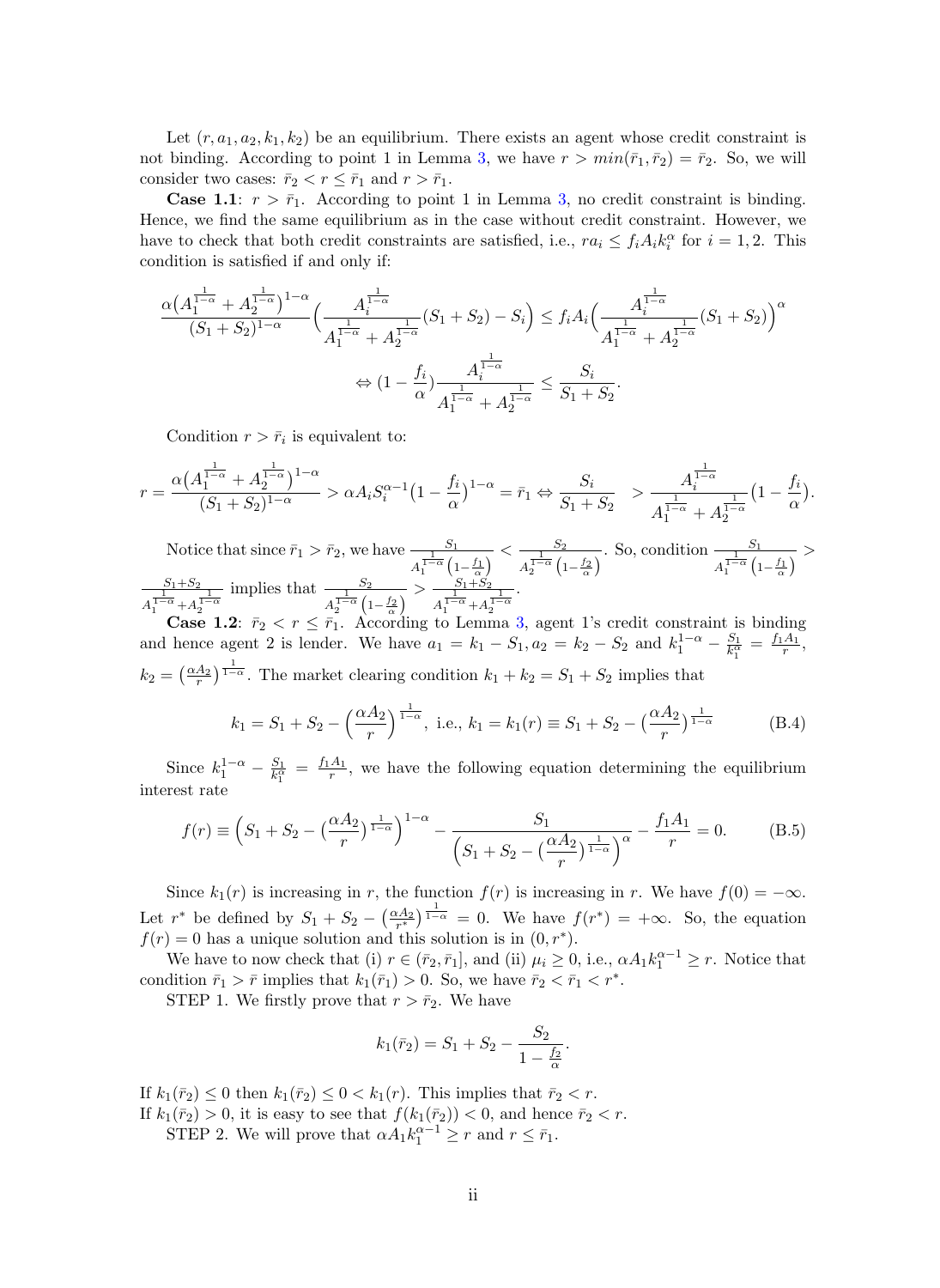Let $(r, a_1, a_2, k_1, k_2)$ be an equilibrium. There exists an agent whose credit constraint is not binding. According to point 1 in Lemma 3, we have $r > min(\bar{r}_1, \bar{r}_2) = \bar{r}_2$. So, we will consider two cases: $\bar{r}_2 < r \leq \bar{r}_1$ and $r > \bar{r}_1$.

**Case 1.1**: $r > \bar{r}_1$. According to point 1 in Lemma 3, no credit constraint is binding. Hence, we find the same equilibrium as in the case without credit constraint. However, we have to check that both credit constraints are satisfied, i.e., $ra_i \leq f_i A_i k_i^\alpha$ for $i = 1, 2$. This condition is satisfied if and only if:

$$\frac{\alpha\big(A_1^{\frac{1}{1-\alpha}} + A_2^{\frac{1}{1-\alpha}}\big)^{1-\alpha}}{(S_1+S_2)^{1-\alpha}}\Big(\frac{A_i^{\frac{1}{1-\alpha}}}{A_1^{\frac{1}{1-\alpha}} + A_2^{\frac{1}{1-\alpha}}}(S_1+S_2) - S_i\Big) \leq f_i A_i \Big(\frac{A_i^{\frac{1}{1-\alpha}}}{A_1^{\frac{1}{1-\alpha}} + A_2^{\frac{1}{1-\alpha}}}(S_1+S_2)\Big)^\alpha$$

$$\Leftrightarrow (1 - \frac{f_i}{\alpha})\frac{A_i^{\frac{1}{1-\alpha}}}{A_1^{\frac{1}{1-\alpha}} + A_2^{\frac{1}{1-\alpha}}} \leq \frac{S_i}{S_1+S_2}.$$

Condition $r > \bar{r}_i$ is equivalent to:

$$r = \frac{\alpha\big(A_1^{\frac{1}{1-\alpha}} + A_2^{\frac{1}{1-\alpha}}\big)^{1-\alpha}}{(S_1+S_2)^{1-\alpha}} > \alpha A_i S_i^{\alpha-1}\big(1 - \frac{f_i}{\alpha}\big)^{1-\alpha} = \bar{r}_1 \Leftrightarrow \frac{S_i}{S_1+S_2} \quad > \frac{A_i^{\frac{1}{1-\alpha}}}{A_1^{\frac{1}{1-\alpha}} + A_2^{\frac{1}{1-\alpha}}}\big(1 - \frac{f_i}{\alpha}\big).$$

Notice that since $\bar{r}_1 > \bar{r}_2$, we have $\frac{S_1}{A_1^{\frac{1}{1-\alpha}}\big(1-\frac{f_1}{\alpha}\big)} < \frac{S_2}{A_2^{\frac{1}{1-\alpha}}\big(1-\frac{f_2}{\alpha}\big)}$. So, condition $\frac{S_1}{A_1^{\frac{1}{1-\alpha}}\big(1-\frac{f_1}{\alpha}\big)} > \frac{S_1+S_2}{A_1^{\frac{1}{1-\alpha}} + A_2^{\frac{1}{1-\alpha}}}$ implies that $\frac{S_2}{A_2^{\frac{1}{1-\alpha}}\big(1-\frac{f_2}{\alpha}\big)} > \frac{S_1+S_2}{A_1^{\frac{1}{1-\alpha}} + A_2^{\frac{1}{1-\alpha}}}$.

**Case 1.2**: $\bar{r}_2 < r \leq \bar{r}_1$. According to Lemma 3, agent 1's credit constraint is binding and hence agent 2 is lender. We have $a_1 = k_1 - S_1, a_2 = k_2 - S_2$ and $k_1^{1-\alpha} - \frac{S_1}{k_1^\alpha} = \frac{f_1 A_1}{r}$, $k_2 = \big(\frac{\alpha A_2}{r}\big)^{\frac{1}{1-\alpha}}$. The market clearing condition $k_1 + k_2 = S_1 + S_2$ implies that

$$k_1 = S_1 + S_2 - \Big(\frac{\alpha A_2}{r}\Big)^{\frac{1}{1-\alpha}}, \text{ i.e., } k_1 = k_1(r) \equiv S_1 + S_2 - \big(\frac{\alpha A_2}{r}\big)^{\frac{1}{1-\alpha}} \tag{B.4}$$

Since $k_1^{1-\alpha} - \frac{S_1}{k_1^\alpha} = \frac{f_1 A_1}{r}$, we have the following equation determining the equilibrium interest rate

$$f(r) \equiv \Big(S_1 + S_2 - \big(\frac{\alpha A_2}{r}\big)^{\frac{1}{1-\alpha}}\Big)^{1-\alpha} - \frac{S_1}{\Big(S_1 + S_2 - \big(\frac{\alpha A_2}{r}\big)^{\frac{1}{1-\alpha}}\Big)^\alpha} - \frac{f_1 A_1}{r} = 0. \tag{B.5}$$

Since $k_1(r)$ is increasing in $r$, the function $f(r)$ is increasing in $r$. We have $f(0) = -\infty$. Let $r^*$ be defined by $S_1 + S_2 - \big(\frac{\alpha A_2}{r^*}\big)^{\frac{1}{1-\alpha}} = 0$. We have $f(r^*) = +\infty$. So, the equation $f(r) = 0$ has a unique solution and this solution is in $(0, r^*)$.

We have to now check that (i) $r \in (\bar{r}_2, \bar{r}_1]$, and (ii) $\mu_i \geq 0$, i.e., $\alpha A_1 k_1^{\alpha-1} \geq r$. Notice that condition $\bar{r}_1 > \bar{r}$ implies that $k_1(\bar{r}_1) > 0$. So, we have $\bar{r}_2 < \bar{r}_1 < r^*$.

STEP 1. We firstly prove that $r > \bar{r}_2$. We have

$$k_1(\bar{r}_2) = S_1 + S_2 - \frac{S_2}{1 - \frac{f_2}{\alpha}}.$$

If $k_1(\bar{r}_2) \leq 0$ then $k_1(\bar{r}_2) \leq 0 < k_1(r)$. This implies that $\bar{r}_2 < r$.
If $k_1(\bar{r}_2) > 0$, it is easy to see that $f(k_1(\bar{r}_2)) < 0$, and hence $\bar{r}_2 < r$.

STEP 2. We will prove that $\alpha A_1 k_1^{\alpha-1} \geq r$ and $r \leq \bar{r}_1$.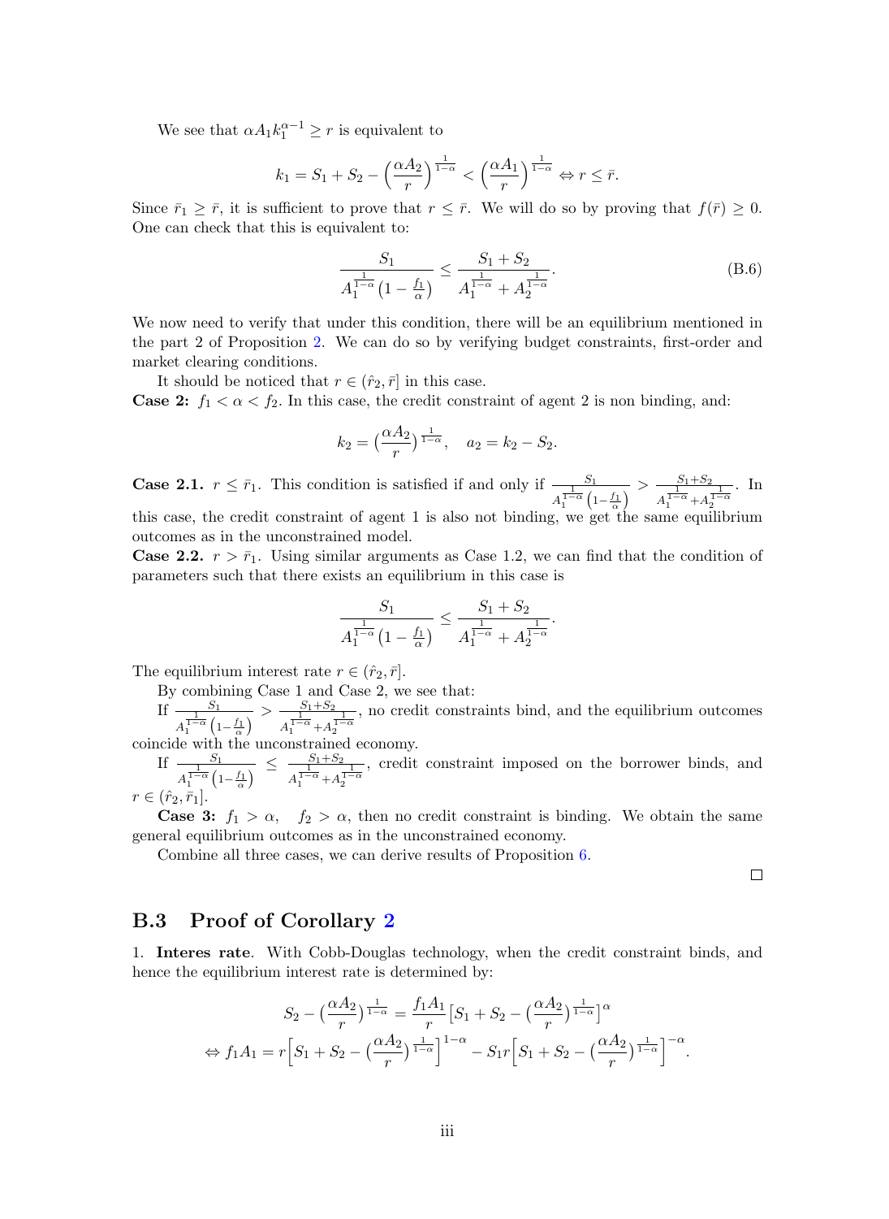We see that $\alpha A_1 k_1^{\alpha-1} \geq r$ is equivalent to

$$k_1 = S_1 + S_2 - \Big(\frac{\alpha A_2}{r}\Big)^{\frac{1}{1-\alpha}} < \Big(\frac{\alpha A_1}{r}\Big)^{\frac{1}{1-\alpha}} \Leftrightarrow r \leq \bar{r}.$$

Since $\bar{r}_1 \geq \bar{r}$, it is sufficient to prove that $r \leq \bar{r}$. We will do so by proving that $f(\bar{r}) \geq 0$. One can check that this is equivalent to:

$$\frac{S_1}{A_1^{\frac{1}{1-\alpha}}\big(1-\frac{f_1}{\alpha}\big)} \leq \frac{S_1+S_2}{A_1^{\frac{1}{1-\alpha}} + A_2^{\frac{1}{1-\alpha}}}. \tag{B.6}$$

We now need to verify that under this condition, there will be an equilibrium mentioned in the part 2 of Proposition 2. We can do so by verifying budget constraints, first-order and market clearing conditions.

It should be noticed that $r \in (\hat{r}_2, \bar{r}]$ in this case.

**Case 2:** $f_1 < \alpha < f_2$. In this case, the credit constraint of agent 2 is non binding, and:

$$k_2 = \big(\frac{\alpha A_2}{r}\big)^{\frac{1}{1-\alpha}}, \quad a_2 = k_2 - S_2.$$

**Case 2.1.** $r \leq \bar{r}_1$. This condition is satisfied if and only if $\frac{S_1}{A_1^{\frac{1}{1-\alpha}}\big(1-\frac{f_1}{\alpha}\big)} > \frac{S_1+S_2}{A_1^{\frac{1}{1-\alpha}}+A_2^{\frac{1}{1-\alpha}}}$. In this case, the credit constraint of agent 1 is also not binding, we get the same equilibrium outcomes as in the unconstrained model.

**Case 2.2.** $r > \bar{r}_1$. Using similar arguments as Case 1.2, we can find that the condition of parameters such that there exists an equilibrium in this case is

$$\frac{S_1}{A_1^{\frac{1}{1-\alpha}}\big(1-\frac{f_1}{\alpha}\big)} \leq \frac{S_1+S_2}{A_1^{\frac{1}{1-\alpha}} + A_2^{\frac{1}{1-\alpha}}}.$$

The equilibrium interest rate $r \in (\hat{r}_2, \bar{r}]$.

By combining Case 1 and Case 2, we see that:

If $\frac{S_1}{A_1^{\frac{1}{1-\alpha}}\big(1-\frac{f_1}{\alpha}\big)} > \frac{S_1+S_2}{A_1^{\frac{1}{1-\alpha}}+A_2^{\frac{1}{1-\alpha}}}$, no credit constraints bind, and the equilibrium outcomes coincide with the unconstrained economy.

If $\frac{S_1}{A_1^{\frac{1}{1-\alpha}}\big(1-\frac{f_1}{\alpha}\big)} \leq \frac{S_1+S_2}{A_1^{\frac{1}{1-\alpha}}+A_2^{\frac{1}{1-\alpha}}}$, credit constraint imposed on the borrower binds, and $r \in (\hat{r}_2, \bar{r}_1]$.

**Case 3:** $f_1 > \alpha, \quad f_2 > \alpha$, then no credit constraint is binding. We obtain the same general equilibrium outcomes as in the unconstrained economy.

Combine all three cases, we can derive results of Proposition 6.

□

## B.3 Proof of Corollary 2

1. **Interes rate**. With Cobb-Douglas technology, when the credit constraint binds, and hence the equilibrium interest rate is determined by:

$$S_2 - \big(\frac{\alpha A_2}{r}\big)^{\frac{1}{1-\alpha}} = \frac{f_1 A_1}{r}\big[S_1 + S_2 - \big(\frac{\alpha A_2}{r}\big)^{\frac{1}{1-\alpha}}\big]^{\alpha}$$

$$\Leftrightarrow f_1 A_1 = r\Big[S_1 + S_2 - \big(\frac{\alpha A_2}{r}\big)^{\frac{1}{1-\alpha}}\Big]^{1-\alpha} - S_1 r\Big[S_1 + S_2 - \big(\frac{\alpha A_2}{r}\big)^{\frac{1}{1-\alpha}}\Big]^{-\alpha}.$$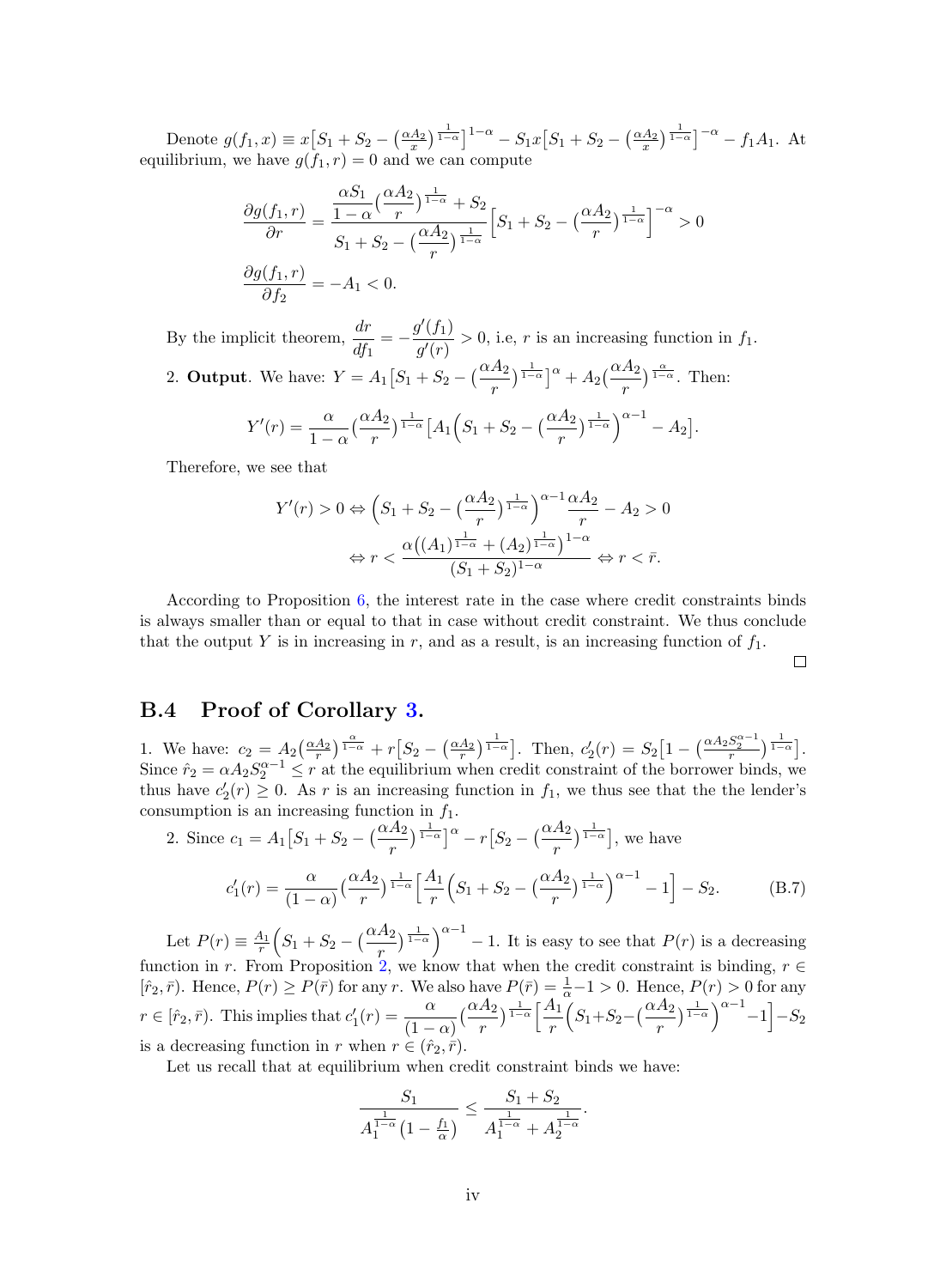Denote $g(f_1, x) \equiv x\big[S_1 + S_2 - \big(\frac{\alpha A_2}{x}\big)^{\frac{1}{1-\alpha}}\big]^{1-\alpha} - S_1 x\big[S_1 + S_2 - \big(\frac{\alpha A_2}{x}\big)^{\frac{1}{1-\alpha}}\big]^{-\alpha} - f_1 A_1$. At equilibrium, we have $g(f_1, r) = 0$ and we can compute

$$\frac{\partial g(f_1, r)}{\partial r} = \frac{\dfrac{\alpha S_1}{1-\alpha}\big(\dfrac{\alpha A_2}{r}\big)^{\frac{1}{1-\alpha}} + S_2}{S_1 + S_2 - \big(\dfrac{\alpha A_2}{r}\big)^{\frac{1}{1-\alpha}}}\Big[S_1 + S_2 - \big(\frac{\alpha A_2}{r}\big)^{\frac{1}{1-\alpha}}\Big]^{-\alpha} > 0$$

$$\frac{\partial g(f_1, r)}{\partial f_2} = -A_1 < 0.$$

By the implicit theorem, $\dfrac{dr}{df_1} = -\dfrac{g'(f_1)}{g'(r)} > 0$, i.e, $r$ is an increasing function in $f_1$.

2. **Output**. We have: $Y = A_1\big[S_1 + S_2 - \big(\dfrac{\alpha A_2}{r}\big)^{\frac{1}{1-\alpha}}\big]^{\alpha} + A_2\big(\dfrac{\alpha A_2}{r}\big)^{\frac{\alpha}{1-\alpha}}$. Then:

$$Y'(r) = \frac{\alpha}{1-\alpha}\big(\frac{\alpha A_2}{r}\big)^{\frac{1}{1-\alpha}}\Big[A_1\Big(S_1 + S_2 - \big(\frac{\alpha A_2}{r}\big)^{\frac{1}{1-\alpha}}\Big)^{\alpha-1} - A_2\Big].$$

Therefore, we see that

$$Y'(r) > 0 \Leftrightarrow \Big(S_1 + S_2 - \big(\frac{\alpha A_2}{r}\big)^{\frac{1}{1-\alpha}}\Big)^{\alpha-1}\frac{\alpha A_2}{r} - A_2 > 0$$

$$\Leftrightarrow r < \frac{\alpha\big((A_1)^{\frac{1}{1-\alpha}} + (A_2)^{\frac{1}{1-\alpha}}\big)^{1-\alpha}}{(S_1 + S_2)^{1-\alpha}} \Leftrightarrow r < \bar{r}.$$

According to Proposition 6, the interest rate in the case where credit constraints binds is always smaller than or equal to that in case without credit constraint. We thus conclude that the output $Y$ is in increasing in $r$, and as a result, is an increasing function of $f_1$.

□

## B.4 Proof of Corollary 3.

1. We have: $c_2 = A_2\big(\frac{\alpha A_2}{r}\big)^{\frac{\alpha}{1-\alpha}} + r\big[S_2 - \big(\frac{\alpha A_2}{r}\big)^{\frac{1}{1-\alpha}}\big]$. Then, $c_2'(r) = S_2\big[1 - \big(\frac{\alpha A_2 S_2^{\alpha-1}}{r}\big)^{\frac{1}{1-\alpha}}\big]$. Since $\hat{r}_2 = \alpha A_2 S_2^{\alpha-1} \leq r$ at the equilibrium when credit constraint of the borrower binds, we thus have $c_2'(r) \geq 0$. As $r$ is an increasing function in $f_1$, we thus see that the the lender's consumption is an increasing function in $f_1$.

2. Since $c_1 = A_1\big[S_1 + S_2 - \big(\dfrac{\alpha A_2}{r}\big)^{\frac{1}{1-\alpha}}\big]^{\alpha} - r\big[S_2 - \big(\dfrac{\alpha A_2}{r}\big)^{\frac{1}{1-\alpha}}\big]$, we have

$$c_1'(r) = \frac{\alpha}{(1-\alpha)}\big(\frac{\alpha A_2}{r}\big)^{\frac{1}{1-\alpha}}\Big[\frac{A_1}{r}\Big(S_1 + S_2 - \big(\frac{\alpha A_2}{r}\big)^{\frac{1}{1-\alpha}}\Big)^{\alpha-1} - 1\Big] - S_2. \tag{B.7}$$

Let $P(r) \equiv \frac{A_1}{r}\Big(S_1 + S_2 - \big(\dfrac{\alpha A_2}{r}\big)^{\frac{1}{1-\alpha}}\Big)^{\alpha-1} - 1$. It is easy to see that $P(r)$ is a decreasing function in $r$. From Proposition 2, we know that when the credit constraint is binding, $r \in [\hat{r}_2, \bar{r})$. Hence, $P(r) \geq P(\bar{r})$ for any $r$. We also have $P(\bar{r}) = \frac{1}{\alpha} - 1 > 0$. Hence, $P(r) > 0$ for any $r \in [\hat{r}_2, \bar{r})$. This implies that $c_1'(r) = \dfrac{\alpha}{(1-\alpha)}\big(\dfrac{\alpha A_2}{r}\big)^{\frac{1}{1-\alpha}}\Big[\dfrac{A_1}{r}\Big(S_1 + S_2 - \big(\dfrac{\alpha A_2}{r}\big)^{\frac{1}{1-\alpha}}\Big)^{\alpha-1} - 1\Big] - S_2$ is a decreasing function in $r$ when $r \in (\hat{r}_2, \bar{r})$.

Let us recall that at equilibrium when credit constraint binds we have:

$$\frac{S_1}{A_1^{\frac{1}{1-\alpha}}\big(1 - \frac{f_1}{\alpha}\big)} \leq \frac{S_1 + S_2}{A_1^{\frac{1}{1-\alpha}} + A_2^{\frac{1}{1-\alpha}}}.$$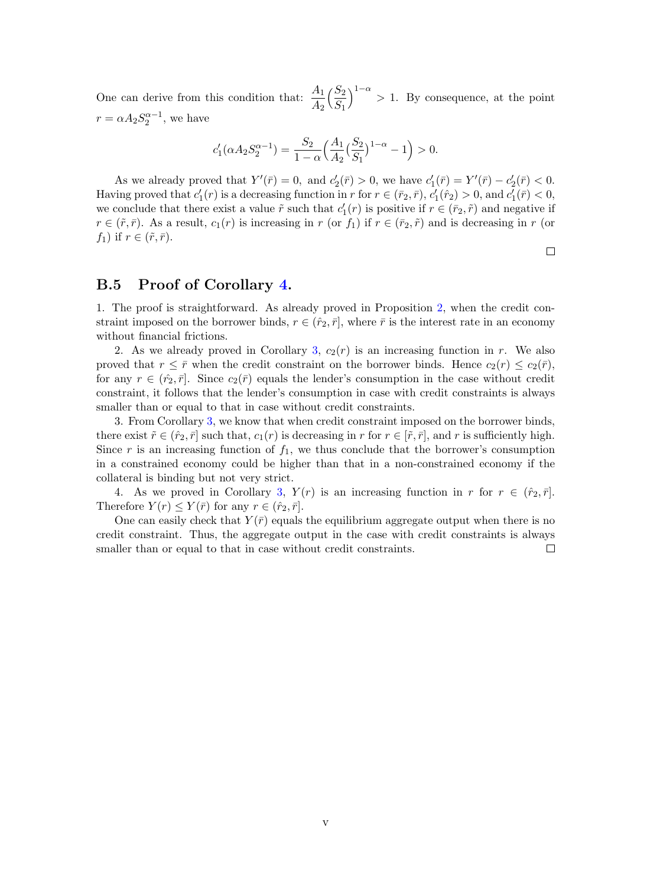One can derive from this condition that: $\dfrac{A_1}{A_2}\Big(\dfrac{S_2}{S_1}\Big)^{1-\alpha} > 1$. By consequence, at the point $r = \alpha A_2 S_2^{\alpha-1}$, we have

$$c_1'(\alpha A_2 S_2^{\alpha-1}) = \frac{S_2}{1-\alpha}\Big(\frac{A_1}{A_2}\big(\frac{S_2}{S_1}\big)^{1-\alpha} - 1\Big) > 0.$$

As we already proved that $Y'(\bar{r}) = 0$, and $c_2'(\bar{r}) > 0$, we have $c_1'(\bar{r}) = Y'(\bar{r}) - c_2'(\bar{r}) < 0$. Having proved that $c_1'(r)$ is a decreasing function in $r$ for $r \in (\bar{r}_2, \bar{r})$, $c_1'(\hat{r}_2) > 0$, and $c_1'(\bar{r}) < 0$, we conclude that there exist a value $\tilde{r}$ such that $c_1'(r)$ is positive if $r \in (\bar{r}_2, \tilde{r})$ and negative if $r \in (\tilde{r}, \bar{r})$. As a result, $c_1(r)$ is increasing in $r$ (or $f_1$) if $r \in (\bar{r}_2, \tilde{r})$ and is decreasing in $r$ (or $f_1$) if $r \in (\tilde{r}, \bar{r})$.

□

## B.5 Proof of Corollary 4.

1. The proof is straightforward. As already proved in Proposition 2, when the credit constraint imposed on the borrower binds, $r \in (\hat{r}_2, \bar{r}]$, where $\bar{r}$ is the interest rate in an economy without financial frictions.

2. As we already proved in Corollary 3, $c_2(r)$ is an increasing function in $r$. We also proved that $r \leq \bar{r}$ when the credit constraint on the borrower binds. Hence $c_2(r) \leq c_2(\bar{r})$, for any $r \in (\hat{r_2}, \bar{r}]$. Since $c_2(\bar{r})$ equals the lender's consumption in the case without credit constraint, it follows that the lender's consumption in case with credit constraints is always smaller than or equal to that in case without credit constraints.

3. From Corollary 3, we know that when credit constraint imposed on the borrower binds, there exist $\tilde{r} \in (\hat{r}_2, \bar{r}]$ such that, $c_1(r)$ is decreasing in $r$ for $r \in [\tilde{r}, \bar{r}]$, and $r$ is sufficiently high. Since $r$ is an increasing function of $f_1$, we thus conclude that the borrower's consumption in a constrained economy could be higher than that in a non-constrained economy if the collateral is binding but not very strict.

4. As we proved in Corollary 3, $Y(r)$ is an increasing function in $r$ for $r \in (\hat{r}_2, \bar{r}]$. Therefore $Y(r) \leq Y(\bar{r})$ for any $r \in (\hat{r}_2, \bar{r}]$.

One can easily check that $Y(\bar{r})$ equals the equilibrium aggregate output when there is no credit constraint. Thus, the aggregate output in the case with credit constraints is always smaller than or equal to that in case without credit constraints. □